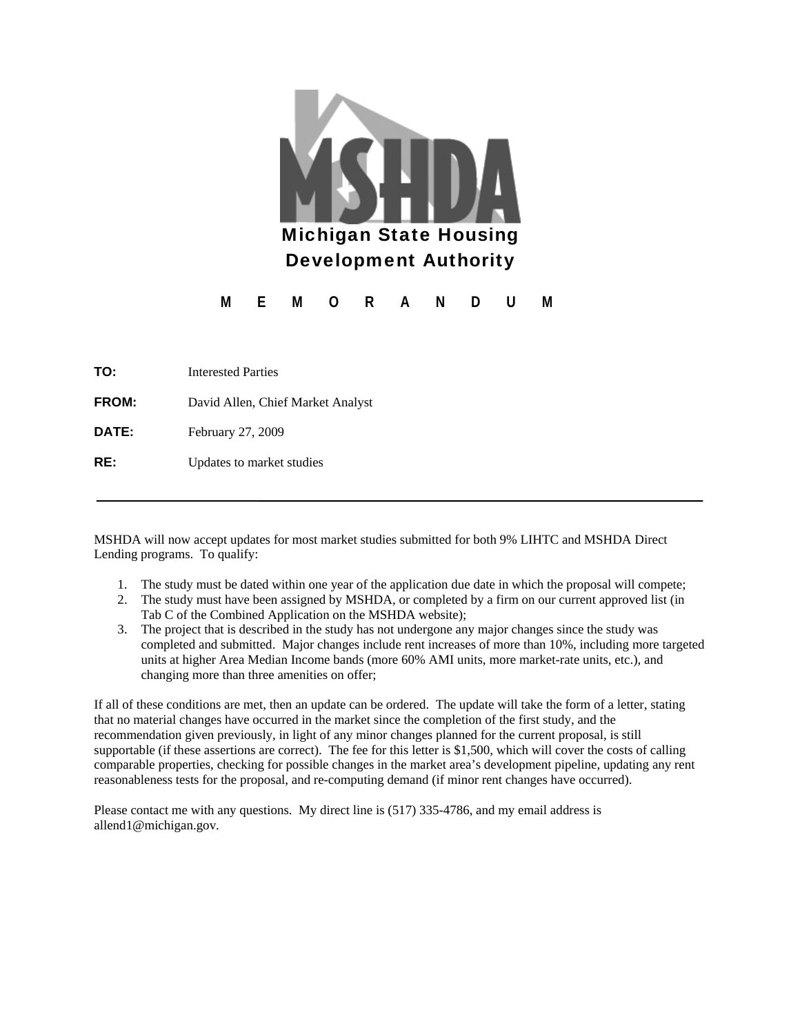# Michigan State Housing Development Authority

## M E M O R A N D U M

**TO:** Interested Parties

**FROM:** David Allen, Chief Market Analyst

**DATE:** February 27, 2009

**RE:** Updates to market studies

---

MSHDA will now accept updates for most market studies submitted for both 9% LIHTC and MSHDA Direct Lending programs. To qualify:

1. The study must be dated within one year of the application due date in which the proposal will compete;
2. The study must have been assigned by MSHDA, or completed by a firm on our current approved list (in Tab C of the Combined Application on the MSHDA website);
3. The project that is described in the study has not undergone any major changes since the study was completed and submitted. Major changes include rent increases of more than 10%, including more targeted units at higher Area Median Income bands (more 60% AMI units, more market-rate units, etc.), and changing more than three amenities on offer;

If all of these conditions are met, then an update can be ordered. The update will take the form of a letter, stating that no material changes have occurred in the market since the completion of the first study, and the recommendation given previously, in light of any minor changes planned for the current proposal, is still supportable (if these assertions are correct). The fee for this letter is $1,500, which will cover the costs of calling comparable properties, checking for possible changes in the market area's development pipeline, updating any rent reasonableness tests for the proposal, and re-computing demand (if minor rent changes have occurred).

Please contact me with any questions. My direct line is (517) 335-4786, and my email address is allend1@michigan.gov.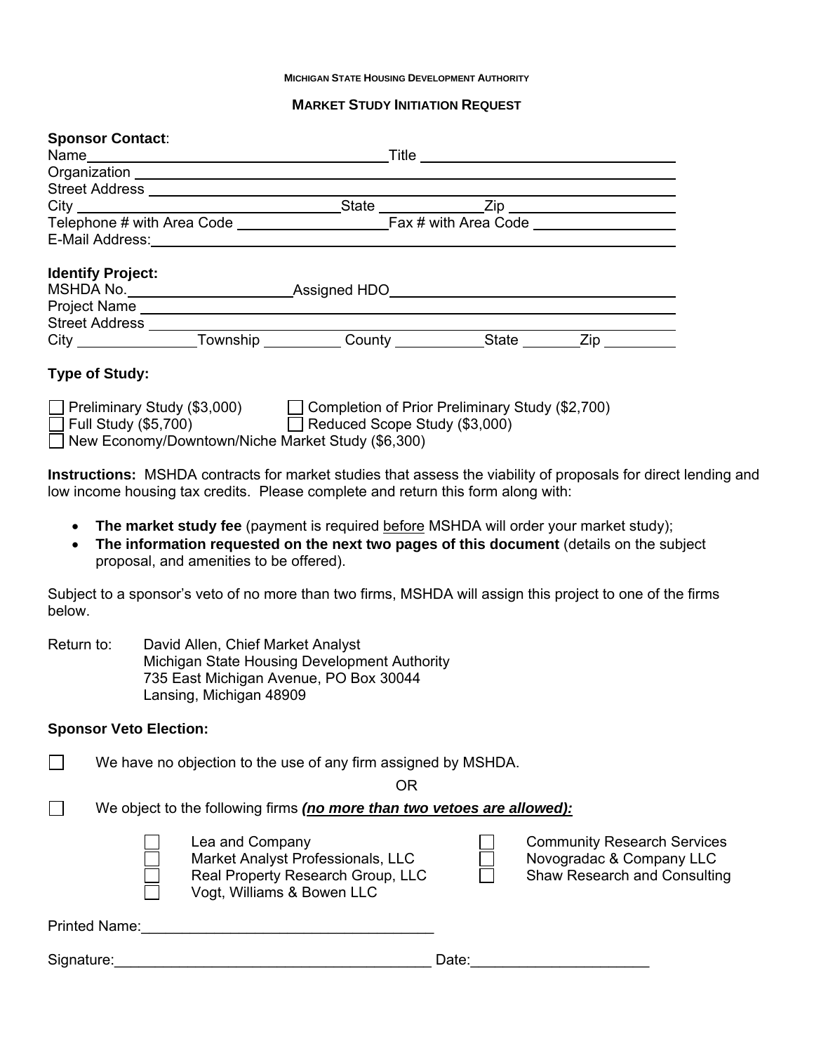MICHIGAN STATE HOUSING DEVELOPMENT AUTHORITY

## MARKET STUDY INITIATION REQUEST

**Sponsor Contact**:

Name\_\_\_\_\_\_\_\_\_\_\_\_\_\_\_\_\_\_\_\_\_\_\_\_\_\_\_\_\_\_\_\_\_\_\_\_ Title \_\_\_\_\_\_\_\_\_\_\_\_\_\_\_\_\_\_\_\_\_\_\_\_\_\_\_\_\_\_

Organization \_\_\_\_\_\_\_\_\_\_\_\_\_\_\_\_\_\_\_\_\_\_\_\_\_\_\_\_\_\_\_\_\_\_\_\_\_\_\_\_\_\_\_\_\_\_\_\_\_\_\_\_\_\_\_\_\_\_\_\_

Street Address \_\_\_\_\_\_\_\_\_\_\_\_\_\_\_\_\_\_\_\_\_\_\_\_\_\_\_\_\_\_\_\_\_\_\_\_\_\_\_\_\_\_\_\_\_\_\_\_\_\_\_\_\_\_\_\_\_\_

City \_\_\_\_\_\_\_\_\_\_\_\_\_\_\_\_\_\_\_\_\_\_\_\_\_\_\_\_\_\_\_ State \_\_\_\_\_\_\_\_\_\_ Zip \_\_\_\_\_\_\_\_\_\_\_\_\_\_\_\_\_\_

Telephone # with Area Code \_\_\_\_\_\_\_\_\_\_\_\_\_\_\_\_\_\_ Fax # with Area Code \_\_\_\_\_\_\_\_\_\_\_\_\_\_\_\_\_\_

E-Mail Address:\_\_\_\_\_\_\_\_\_\_\_\_\_\_\_\_\_\_\_\_\_\_\_\_\_\_\_\_\_\_\_\_\_\_\_\_\_\_\_\_\_\_\_\_\_\_\_\_\_\_\_\_\_\_\_\_\_\_

**Identify Project:**

MSHDA No.\_\_\_\_\_\_\_\_\_\_\_\_\_\_\_\_\_\_\_\_ Assigned HDO\_\_\_\_\_\_\_\_\_\_\_\_\_\_\_\_\_\_\_\_\_\_\_\_\_\_\_\_\_\_\_\_\_\_

Project Name \_\_\_\_\_\_\_\_\_\_\_\_\_\_\_\_\_\_\_\_\_\_\_\_\_\_\_\_\_\_\_\_\_\_\_\_\_\_\_\_\_\_\_\_\_\_\_\_\_\_\_\_\_\_\_\_\_\_\_

Street Address \_\_\_\_\_\_\_\_\_\_\_\_\_\_\_\_\_\_\_\_\_\_\_\_\_\_\_\_\_\_\_\_\_\_\_\_\_\_\_\_\_\_\_\_\_\_\_\_\_\_\_\_\_\_\_\_\_\_

City \_\_\_\_\_\_\_\_\_\_\_\_\_ Township \_\_\_\_\_\_\_\_\_ County \_\_\_\_\_\_\_\_\_\_ State \_\_\_\_\_\_ Zip \_\_\_\_\_\_\_\_

**Type of Study:**

☐ Preliminary Study ($3,000) ☐ Completion of Prior Preliminary Study ($2,700)
☐ Full Study ($5,700) ☐ Reduced Scope Study ($3,000)
☐ New Economy/Downtown/Niche Market Study ($6,300)

**Instructions:** MSHDA contracts for market studies that assess the viability of proposals for direct lending and low income housing tax credits. Please complete and return this form along with:

- **The market study fee** (payment is required before MSHDA will order your market study);
- **The information requested on the next two pages of this document** (details on the subject proposal, and amenities to be offered).

Subject to a sponsor's veto of no more than two firms, MSHDA will assign this project to one of the firms below.

Return to: David Allen, Chief Market Analyst
Michigan State Housing Development Authority
735 East Michigan Avenue, PO Box 30044
Lansing, Michigan 48909

**Sponsor Veto Election:**

☐ We have no objection to the use of any firm assigned by MSHDA.

OR

☐ We object to the following firms ***(no more than two vetoes are allowed):***

☐ Lea and Company
☐ Market Analyst Professionals, LLC
☐ Real Property Research Group, LLC
☐ Vogt, Williams & Bowen LLC
☐ Community Research Services
☐ Novogradac & Company LLC
☐ Shaw Research and Consulting

Printed Name:\_\_\_\_\_\_\_\_\_\_\_\_\_\_\_\_\_\_\_\_\_\_\_\_\_\_\_\_\_\_\_\_\_\_\_\_

Signature:\_\_\_\_\_\_\_\_\_\_\_\_\_\_\_\_\_\_\_\_\_\_\_\_\_\_\_\_\_\_\_\_\_\_\_\_\_\_ Date:\_\_\_\_\_\_\_\_\_\_\_\_\_\_\_\_\_\_\_\_\_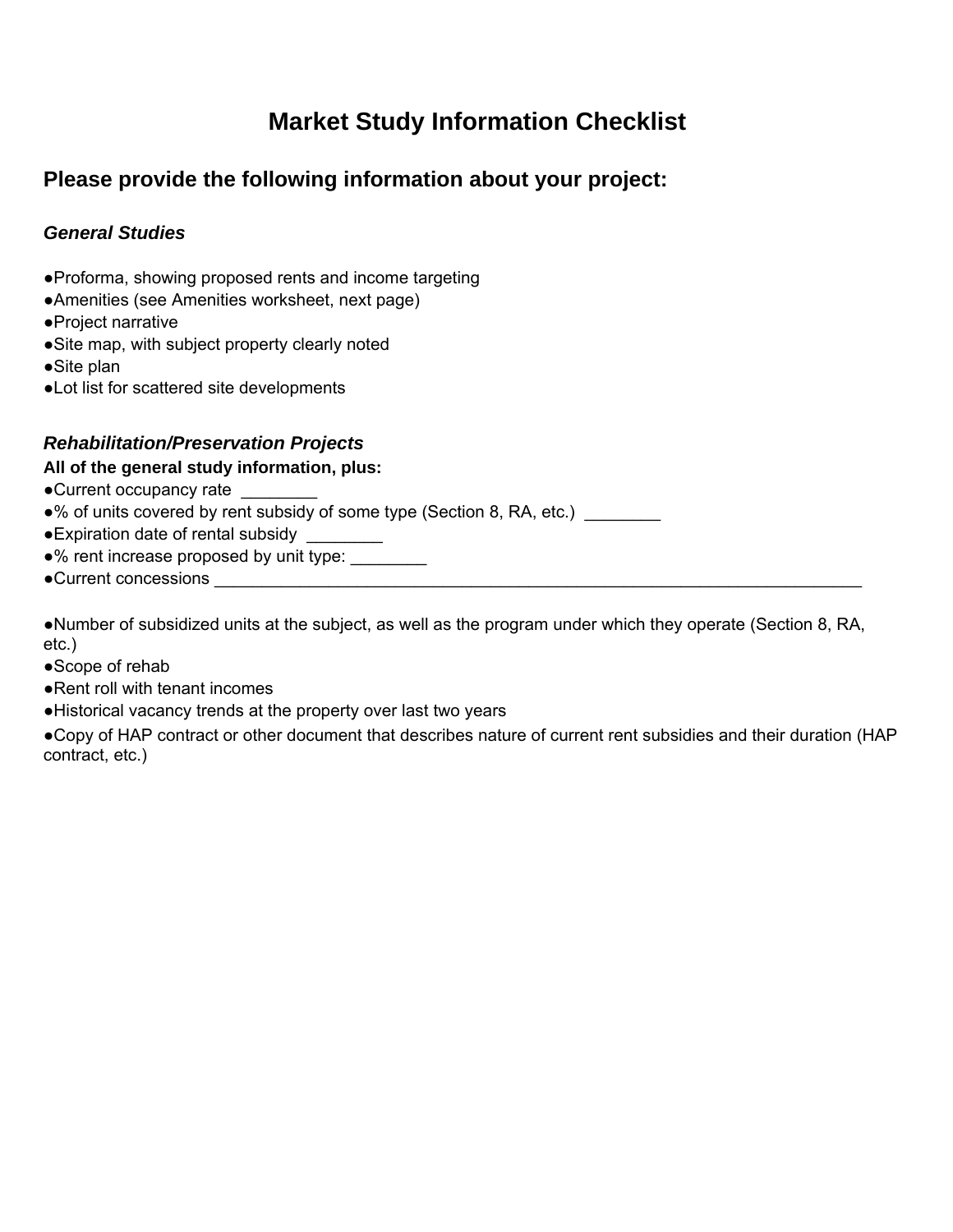# Market Study Information Checklist

## Please provide the following information about your project:

### *General Studies*

- Proforma, showing proposed rents and income targeting
- Amenities (see Amenities worksheet, next page)
- Project narrative
- Site map, with subject property clearly noted
- Site plan
- Lot list for scattered site developments

### *Rehabilitation/Preservation Projects*

**All of the general study information, plus:**

- Current occupancy rate ________
- % of units covered by rent subsidy of some type (Section 8, RA, etc.) ________
- Expiration date of rental subsidy ________
- % rent increase proposed by unit type: ________
- Current concessions ____________________________________________________________________

- Number of subsidized units at the subject, as well as the program under which they operate (Section 8, RA, etc.)
- Scope of rehab
- Rent roll with tenant incomes
- Historical vacancy trends at the property over last two years
- Copy of HAP contract or other document that describes nature of current rent subsidies and their duration (HAP contract, etc.)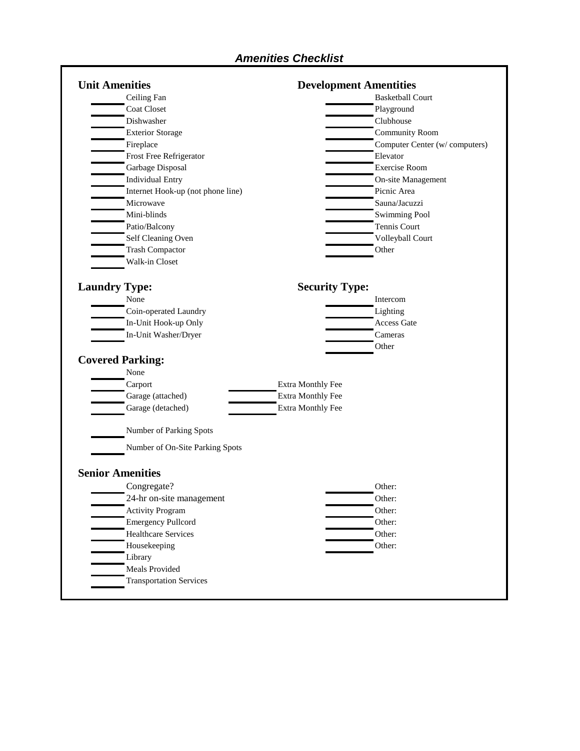# *Amenities Checklist*

## Unit Amenities

- ______ Ceiling Fan
- ______ Coat Closet
- ______ Dishwasher
- ______ Exterior Storage
- ______ Fireplace
- ______ Frost Free Refrigerator
- ______ Garbage Disposal
- ______ Individual Entry
- ______ Internet Hook-up (not phone line)
- ______ Microwave
- ______ Mini-blinds
- ______ Patio/Balcony
- ______ Self Cleaning Oven
- ______ Trash Compactor
- ______ Walk-in Closet

## Development Amentities

- ______ Basketball Court
- ______ Playground
- ______ Clubhouse
- ______ Community Room
- ______ Computer Center (w/ computers)
- ______ Elevator
- ______ Exercise Room
- ______ On-site Management
- ______ Picnic Area
- ______ Sauna/Jacuzzi
- ______ Swimming Pool
- ______ Tennis Court
- ______ Volleyball Court
- ______ Other

## Laundry Type:

- ______ None
- ______ Coin-operated Laundry
- ______ In-Unit Hook-up Only
- ______ In-Unit Washer/Dryer

## Security Type:

- ______ Intercom
- ______ Lighting
- ______ Access Gate
- ______ Cameras
- ______ Other

## Covered Parking:

- ______ None
- ______ Carport ______ Extra Monthly Fee
- ______ Garage (attached) ______ Extra Monthly Fee
- ______ Garage (detached) ______ Extra Monthly Fee

______ Number of Parking Spots

______ Number of On-Site Parking Spots

## Senior Amenities

- ______ Congregate?
- ______ 24-hr on-site management
- ______ Activity Program
- ______ Emergency Pullcord
- ______ Healthcare Services
- ______ Housekeeping
- ______ Library
- ______ Meals Provided
- ______ Transportation Services

- ______ Other:
- ______ Other:
- ______ Other:
- ______ Other:
- ______ Other:
- ______ Other: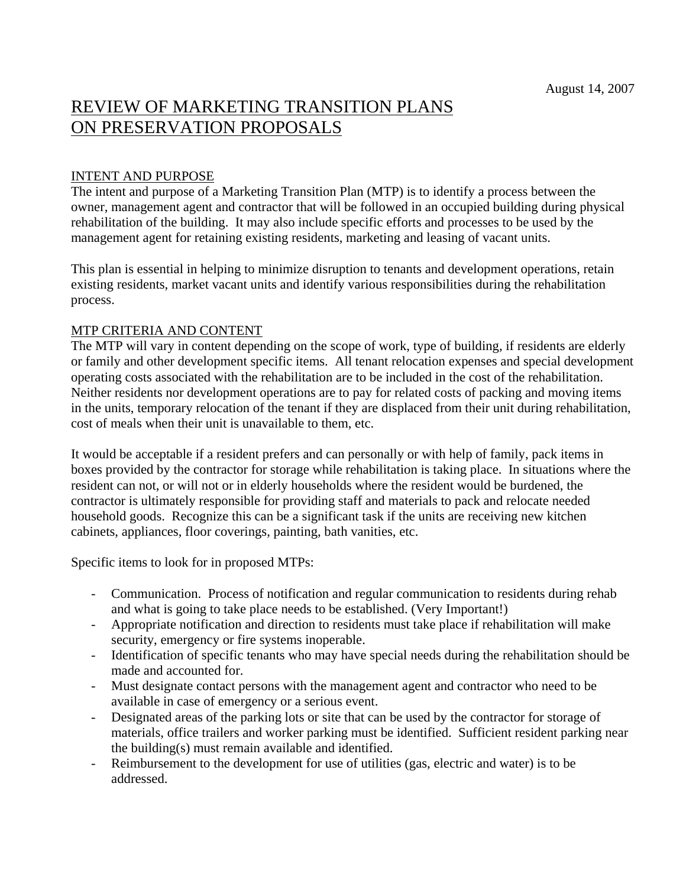August 14, 2007

# REVIEW OF MARKETING TRANSITION PLANS ON PRESERVATION PROPOSALS

## INTENT AND PURPOSE

The intent and purpose of a Marketing Transition Plan (MTP) is to identify a process between the owner, management agent and contractor that will be followed in an occupied building during physical rehabilitation of the building. It may also include specific efforts and processes to be used by the management agent for retaining existing residents, marketing and leasing of vacant units.

This plan is essential in helping to minimize disruption to tenants and development operations, retain existing residents, market vacant units and identify various responsibilities during the rehabilitation process.

## MTP CRITERIA AND CONTENT

The MTP will vary in content depending on the scope of work, type of building, if residents are elderly or family and other development specific items. All tenant relocation expenses and special development operating costs associated with the rehabilitation are to be included in the cost of the rehabilitation. Neither residents nor development operations are to pay for related costs of packing and moving items in the units, temporary relocation of the tenant if they are displaced from their unit during rehabilitation, cost of meals when their unit is unavailable to them, etc.

It would be acceptable if a resident prefers and can personally or with help of family, pack items in boxes provided by the contractor for storage while rehabilitation is taking place. In situations where the resident can not, or will not or in elderly households where the resident would be burdened, the contractor is ultimately responsible for providing staff and materials to pack and relocate needed household goods. Recognize this can be a significant task if the units are receiving new kitchen cabinets, appliances, floor coverings, painting, bath vanities, etc.

Specific items to look for in proposed MTPs:

- Communication. Process of notification and regular communication to residents during rehab and what is going to take place needs to be established. (Very Important!)
- Appropriate notification and direction to residents must take place if rehabilitation will make security, emergency or fire systems inoperable.
- Identification of specific tenants who may have special needs during the rehabilitation should be made and accounted for.
- Must designate contact persons with the management agent and contractor who need to be available in case of emergency or a serious event.
- Designated areas of the parking lots or site that can be used by the contractor for storage of materials, office trailers and worker parking must be identified. Sufficient resident parking near the building(s) must remain available and identified.
- Reimbursement to the development for use of utilities (gas, electric and water) is to be addressed.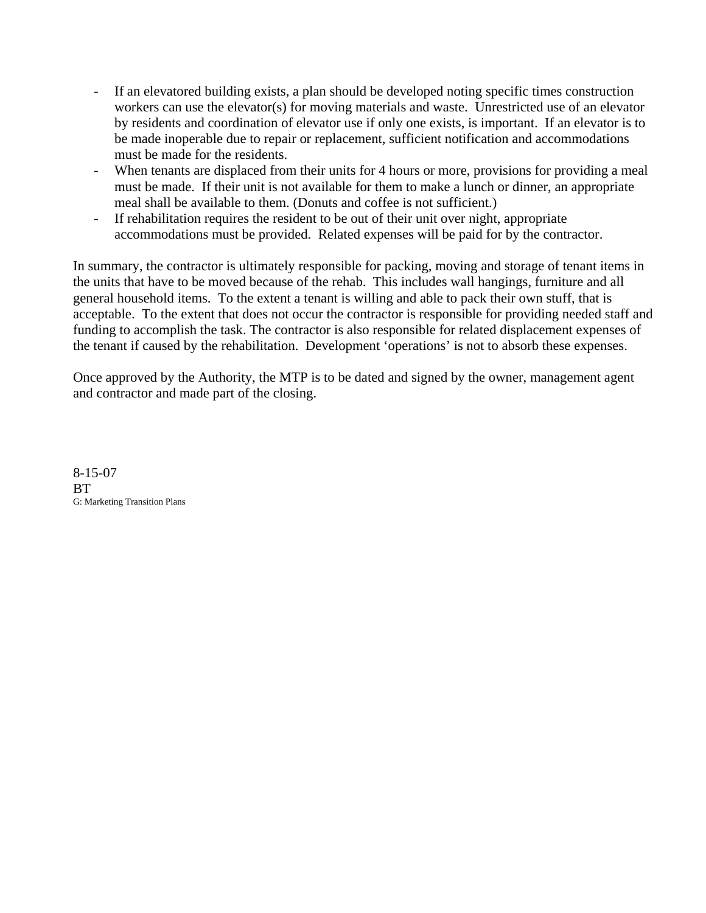- If an elevatored building exists, a plan should be developed noting specific times construction workers can use the elevator(s) for moving materials and waste. Unrestricted use of an elevator by residents and coordination of elevator use if only one exists, is important. If an elevator is to be made inoperable due to repair or replacement, sufficient notification and accommodations must be made for the residents.
- When tenants are displaced from their units for 4 hours or more, provisions for providing a meal must be made. If their unit is not available for them to make a lunch or dinner, an appropriate meal shall be available to them. (Donuts and coffee is not sufficient.)
- If rehabilitation requires the resident to be out of their unit over night, appropriate accommodations must be provided. Related expenses will be paid for by the contractor.

In summary, the contractor is ultimately responsible for packing, moving and storage of tenant items in the units that have to be moved because of the rehab. This includes wall hangings, furniture and all general household items. To the extent a tenant is willing and able to pack their own stuff, that is acceptable. To the extent that does not occur the contractor is responsible for providing needed staff and funding to accomplish the task. The contractor is also responsible for related displacement expenses of the tenant if caused by the rehabilitation. Development 'operations' is not to absorb these expenses.

Once approved by the Authority, the MTP is to be dated and signed by the owner, management agent and contractor and made part of the closing.

8-15-07
BT
G: Marketing Transition Plans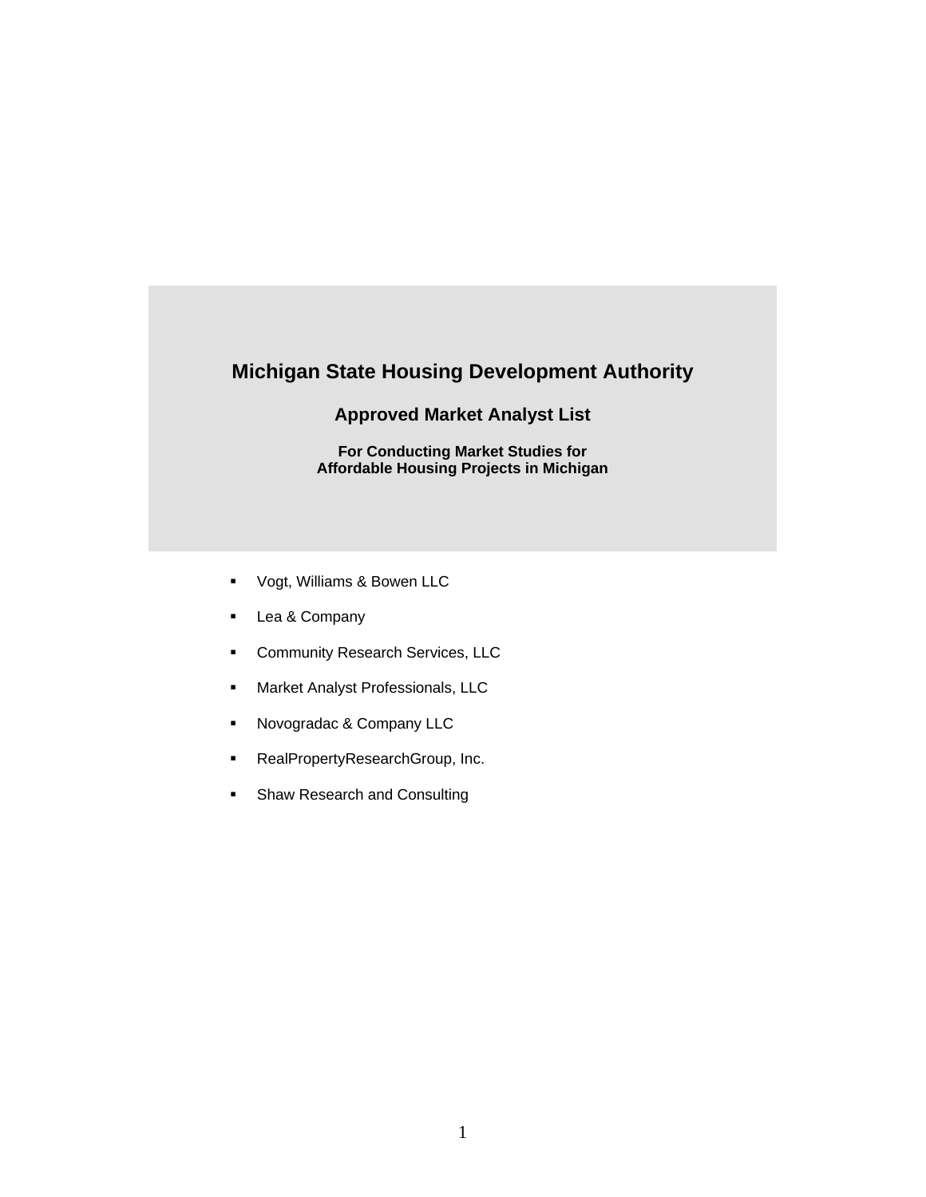# Michigan State Housing Development Authority

## Approved Market Analyst List

### For Conducting Market Studies for Affordable Housing Projects in Michigan

- Vogt, Williams & Bowen LLC
- Lea & Company
- Community Research Services, LLC
- Market Analyst Professionals, LLC
- Novogradac & Company LLC
- RealPropertyResearchGroup, Inc.
- Shaw Research and Consulting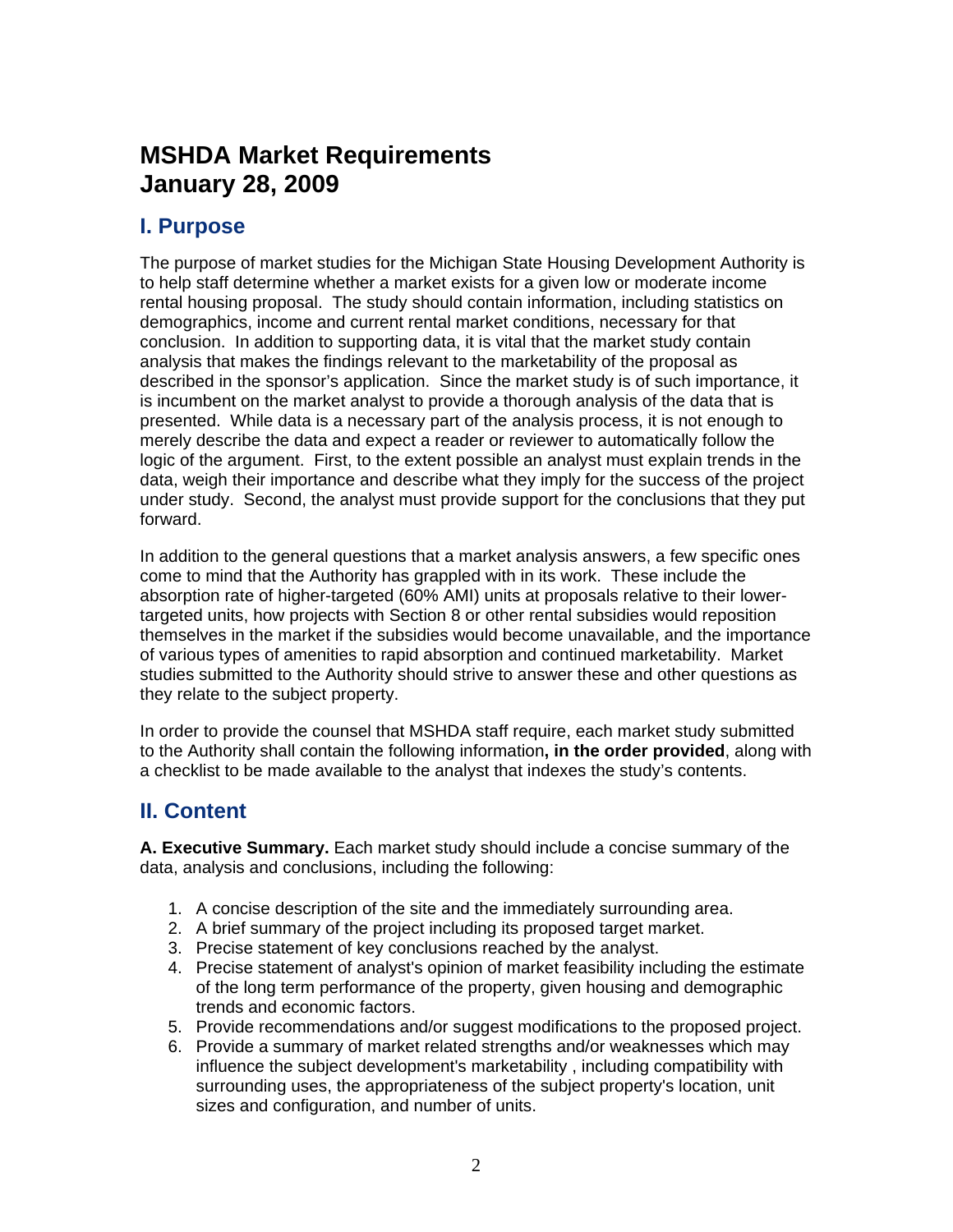# MSHDA Market Requirements
# January 28, 2009

## I. Purpose

The purpose of market studies for the Michigan State Housing Development Authority is to help staff determine whether a market exists for a given low or moderate income rental housing proposal. The study should contain information, including statistics on demographics, income and current rental market conditions, necessary for that conclusion. In addition to supporting data, it is vital that the market study contain analysis that makes the findings relevant to the marketability of the proposal as described in the sponsor's application. Since the market study is of such importance, it is incumbent on the market analyst to provide a thorough analysis of the data that is presented. While data is a necessary part of the analysis process, it is not enough to merely describe the data and expect a reader or reviewer to automatically follow the logic of the argument. First, to the extent possible an analyst must explain trends in the data, weigh their importance and describe what they imply for the success of the project under study. Second, the analyst must provide support for the conclusions that they put forward.

In addition to the general questions that a market analysis answers, a few specific ones come to mind that the Authority has grappled with in its work. These include the absorption rate of higher-targeted (60% AMI) units at proposals relative to their lower-targeted units, how projects with Section 8 or other rental subsidies would reposition themselves in the market if the subsidies would become unavailable, and the importance of various types of amenities to rapid absorption and continued marketability. Market studies submitted to the Authority should strive to answer these and other questions as they relate to the subject property.

In order to provide the counsel that MSHDA staff require, each market study submitted to the Authority shall contain the following information**, in the order provided**, along with a checklist to be made available to the analyst that indexes the study's contents.

## II. Content

**A. Executive Summary.** Each market study should include a concise summary of the data, analysis and conclusions, including the following:

1. A concise description of the site and the immediately surrounding area.
2. A brief summary of the project including its proposed target market.
3. Precise statement of key conclusions reached by the analyst.
4. Precise statement of analyst's opinion of market feasibility including the estimate of the long term performance of the property, given housing and demographic trends and economic factors.
5. Provide recommendations and/or suggest modifications to the proposed project.
6. Provide a summary of market related strengths and/or weaknesses which may influence the subject development's marketability , including compatibility with surrounding uses, the appropriateness of the subject property's location, unit sizes and configuration, and number of units.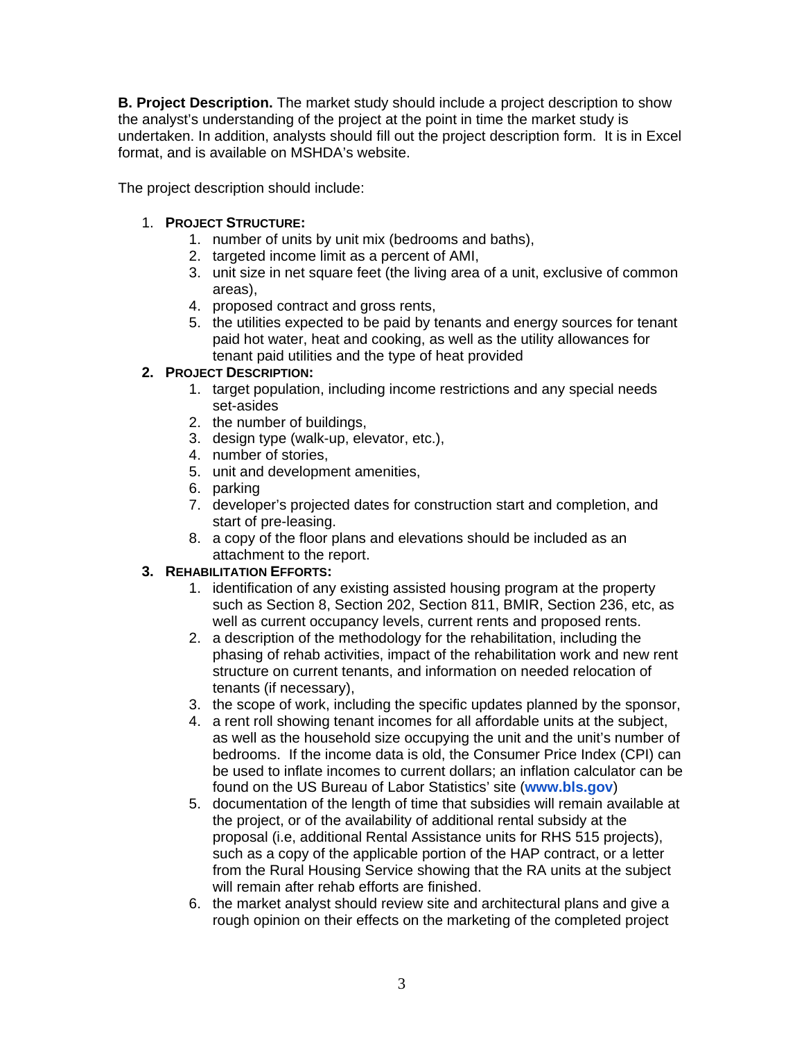**B. Project Description.** The market study should include a project description to show the analyst's understanding of the project at the point in time the market study is undertaken. In addition, analysts should fill out the project description form. It is in Excel format, and is available on MSHDA's website.

The project description should include:

1. **PROJECT STRUCTURE:**
    1. number of units by unit mix (bedrooms and baths),
    2. targeted income limit as a percent of AMI,
    3. unit size in net square feet (the living area of a unit, exclusive of common areas),
    4. proposed contract and gross rents,
    5. the utilities expected to be paid by tenants and energy sources for tenant paid hot water, heat and cooking, as well as the utility allowances for tenant paid utilities and the type of heat provided
2. **PROJECT DESCRIPTION:**
    1. target population, including income restrictions and any special needs set-asides
    2. the number of buildings,
    3. design type (walk-up, elevator, etc.),
    4. number of stories,
    5. unit and development amenities,
    6. parking
    7. developer's projected dates for construction start and completion, and start of pre-leasing.
    8. a copy of the floor plans and elevations should be included as an attachment to the report.
3. **REHABILITATION EFFORTS:**
    1. identification of any existing assisted housing program at the property such as Section 8, Section 202, Section 811, BMIR, Section 236, etc, as well as current occupancy levels, current rents and proposed rents.
    2. a description of the methodology for the rehabilitation, including the phasing of rehab activities, impact of the rehabilitation work and new rent structure on current tenants, and information on needed relocation of tenants (if necessary),
    3. the scope of work, including the specific updates planned by the sponsor,
    4. a rent roll showing tenant incomes for all affordable units at the subject, as well as the household size occupying the unit and the unit's number of bedrooms. If the income data is old, the Consumer Price Index (CPI) can be used to inflate incomes to current dollars; an inflation calculator can be found on the US Bureau of Labor Statistics' site (**www.bls.gov**)
    5. documentation of the length of time that subsidies will remain available at the project, or of the availability of additional rental subsidy at the proposal (i.e, additional Rental Assistance units for RHS 515 projects), such as a copy of the applicable portion of the HAP contract, or a letter from the Rural Housing Service showing that the RA units at the subject will remain after rehab efforts are finished.
    6. the market analyst should review site and architectural plans and give a rough opinion on their effects on the marketing of the completed project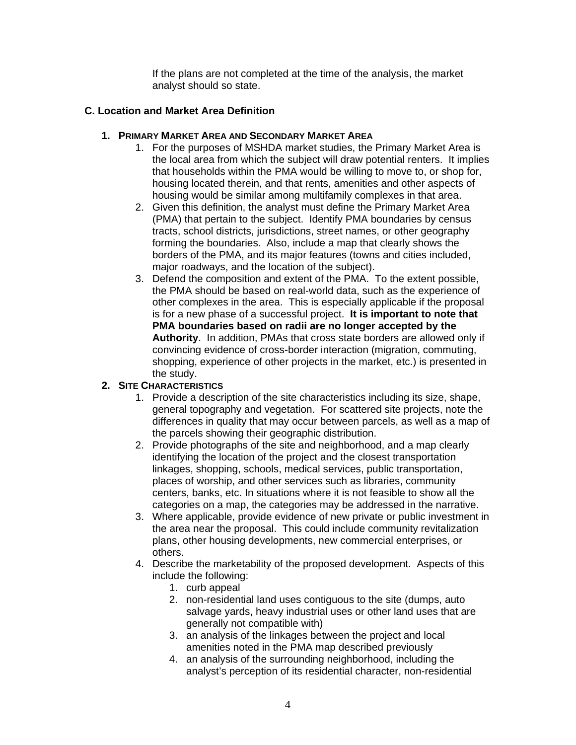If the plans are not completed at the time of the analysis, the market analyst should so state.

## C. Location and Market Area Definition

### 1. Primary Market Area and Secondary Market Area

1. For the purposes of MSHDA market studies, the Primary Market Area is the local area from which the subject will draw potential renters. It implies that households within the PMA would be willing to move to, or shop for, housing located therein, and that rents, amenities and other aspects of housing would be similar among multifamily complexes in that area.
2. Given this definition, the analyst must define the Primary Market Area (PMA) that pertain to the subject. Identify PMA boundaries by census tracts, school districts, jurisdictions, street names, or other geography forming the boundaries. Also, include a map that clearly shows the borders of the PMA, and its major features (towns and cities included, major roadways, and the location of the subject).
3. Defend the composition and extent of the PMA. To the extent possible, the PMA should be based on real-world data, such as the experience of other complexes in the area. This is especially applicable if the proposal is for a new phase of a successful project. **It is important to note that PMA boundaries based on radii are no longer accepted by the Authority**. In addition, PMAs that cross state borders are allowed only if convincing evidence of cross-border interaction (migration, commuting, shopping, experience of other projects in the market, etc.) is presented in the study.

### 2. Site Characteristics

1. Provide a description of the site characteristics including its size, shape, general topography and vegetation. For scattered site projects, note the differences in quality that may occur between parcels, as well as a map of the parcels showing their geographic distribution.
2. Provide photographs of the site and neighborhood, and a map clearly identifying the location of the project and the closest transportation linkages, shopping, schools, medical services, public transportation, places of worship, and other services such as libraries, community centers, banks, etc. In situations where it is not feasible to show all the categories on a map, the categories may be addressed in the narrative.
3. Where applicable, provide evidence of new private or public investment in the area near the proposal. This could include community revitalization plans, other housing developments, new commercial enterprises, or others.
4. Describe the marketability of the proposed development. Aspects of this include the following:
   1. curb appeal
   2. non-residential land uses contiguous to the site (dumps, auto salvage yards, heavy industrial uses or other land uses that are generally not compatible with)
   3. an analysis of the linkages between the project and local amenities noted in the PMA map described previously
   4. an analysis of the surrounding neighborhood, including the analyst's perception of its residential character, non-residential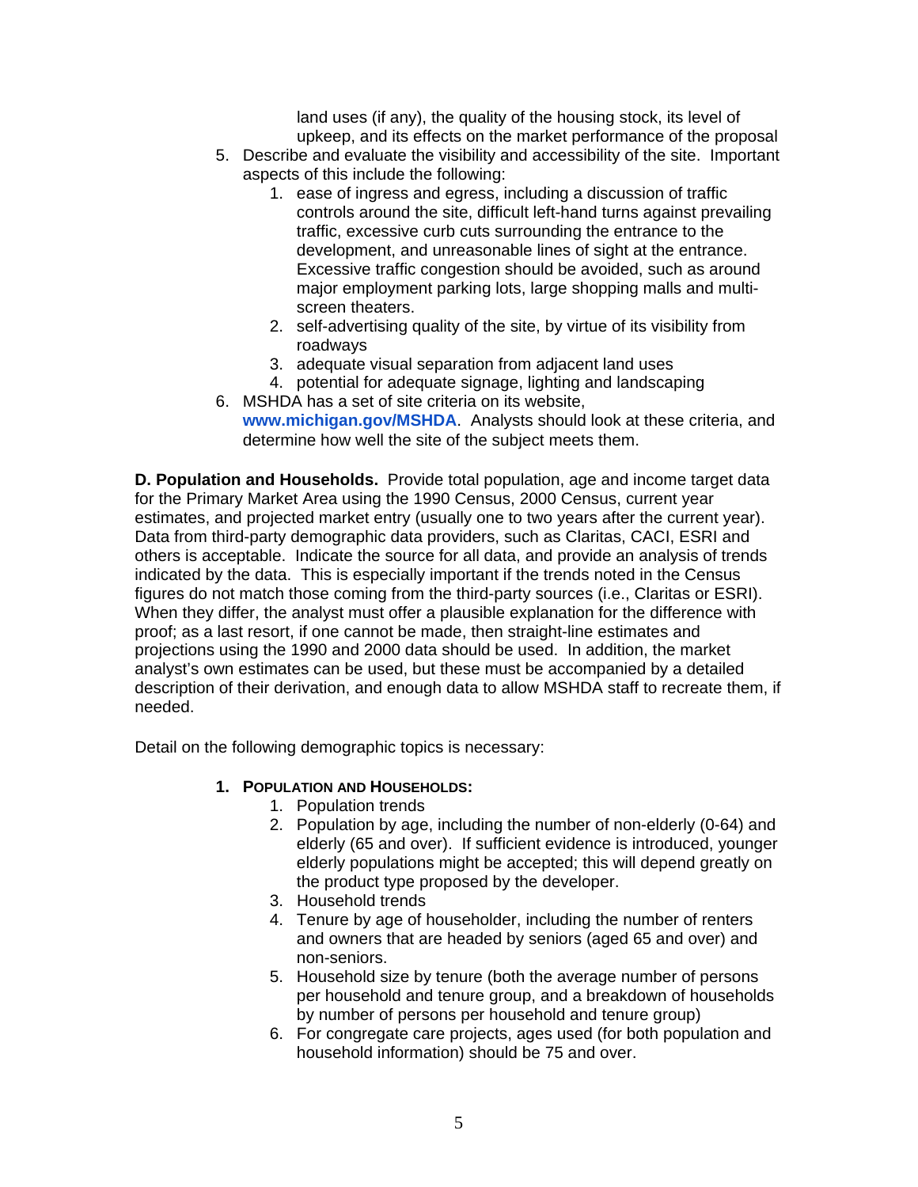land uses (if any), the quality of the housing stock, its level of upkeep, and its effects on the market performance of the proposal

5. Describe and evaluate the visibility and accessibility of the site. Important aspects of this include the following:
    1. ease of ingress and egress, including a discussion of traffic controls around the site, difficult left-hand turns against prevailing traffic, excessive curb cuts surrounding the entrance to the development, and unreasonable lines of sight at the entrance. Excessive traffic congestion should be avoided, such as around major employment parking lots, large shopping malls and multi-screen theaters.
    2. self-advertising quality of the site, by virtue of its visibility from roadways
    3. adequate visual separation from adjacent land uses
    4. potential for adequate signage, lighting and landscaping
6. MSHDA has a set of site criteria on its website, **www.michigan.gov/MSHDA**. Analysts should look at these criteria, and determine how well the site of the subject meets them.

**D. Population and Households.** Provide total population, age and income target data for the Primary Market Area using the 1990 Census, 2000 Census, current year estimates, and projected market entry (usually one to two years after the current year). Data from third-party demographic data providers, such as Claritas, CACI, ESRI and others is acceptable. Indicate the source for all data, and provide an analysis of trends indicated by the data. This is especially important if the trends noted in the Census figures do not match those coming from the third-party sources (i.e., Claritas or ESRI). When they differ, the analyst must offer a plausible explanation for the difference with proof; as a last resort, if one cannot be made, then straight-line estimates and projections using the 1990 and 2000 data should be used. In addition, the market analyst's own estimates can be used, but these must be accompanied by a detailed description of their derivation, and enough data to allow MSHDA staff to recreate them, if needed.

Detail on the following demographic topics is necessary:

1. **POPULATION AND HOUSEHOLDS:**
    1. Population trends
    2. Population by age, including the number of non-elderly (0-64) and elderly (65 and over). If sufficient evidence is introduced, younger elderly populations might be accepted; this will depend greatly on the product type proposed by the developer.
    3. Household trends
    4. Tenure by age of householder, including the number of renters and owners that are headed by seniors (aged 65 and over) and non-seniors.
    5. Household size by tenure (both the average number of persons per household and tenure group, and a breakdown of households by number of persons per household and tenure group)
    6. For congregate care projects, ages used (for both population and household information) should be 75 and over.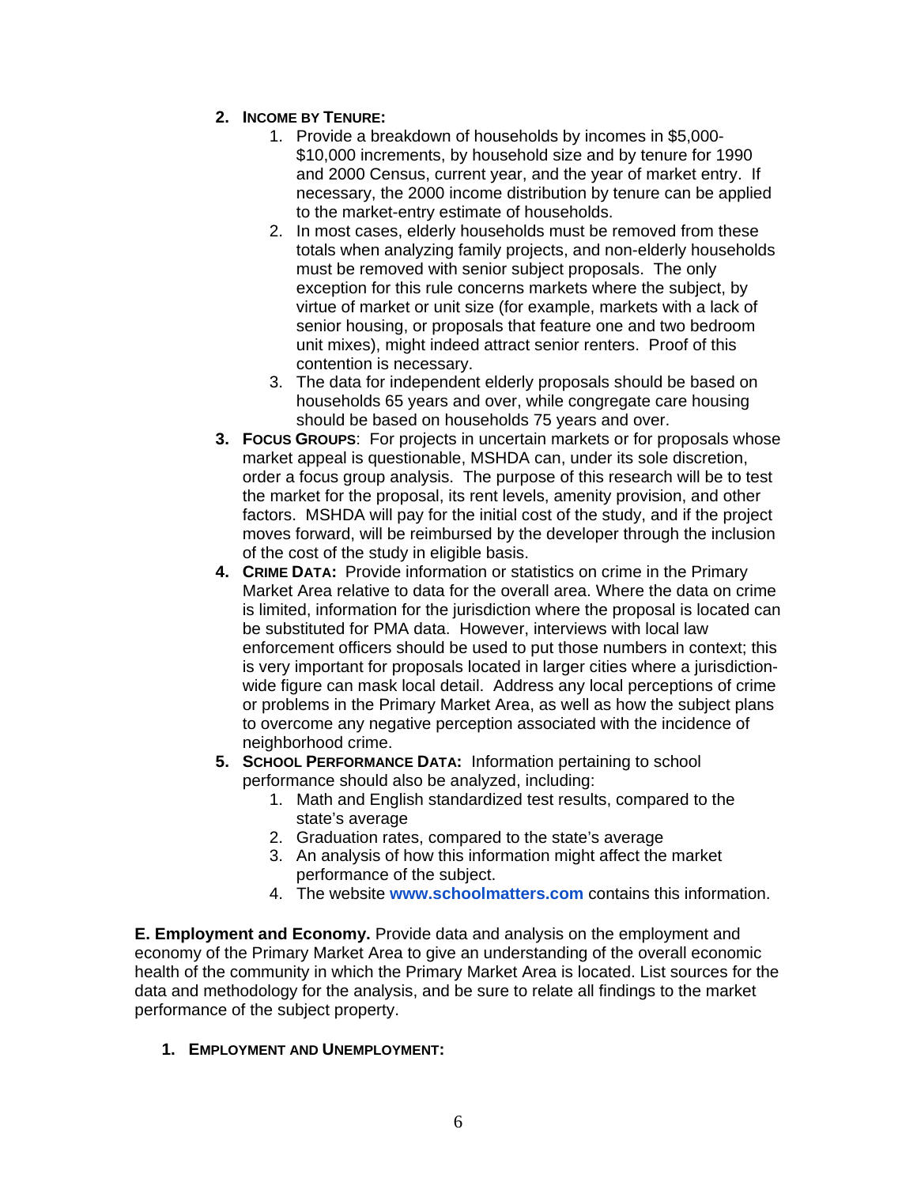2. **INCOME BY TENURE:**
    1. Provide a breakdown of households by incomes in $5,000-$10,000 increments, by household size and by tenure for 1990 and 2000 Census, current year, and the year of market entry. If necessary, the 2000 income distribution by tenure can be applied to the market-entry estimate of households.
    2. In most cases, elderly households must be removed from these totals when analyzing family projects, and non-elderly households must be removed with senior subject proposals. The only exception for this rule concerns markets where the subject, by virtue of market or unit size (for example, markets with a lack of senior housing, or proposals that feature one and two bedroom unit mixes), might indeed attract senior renters. Proof of this contention is necessary.
    3. The data for independent elderly proposals should be based on households 65 years and over, while congregate care housing should be based on households 75 years and over.
3. **FOCUS GROUPS**: For projects in uncertain markets or for proposals whose market appeal is questionable, MSHDA can, under its sole discretion, order a focus group analysis. The purpose of this research will be to test the market for the proposal, its rent levels, amenity provision, and other factors. MSHDA will pay for the initial cost of the study, and if the project moves forward, will be reimbursed by the developer through the inclusion of the cost of the study in eligible basis.
4. **CRIME DATA:** Provide information or statistics on crime in the Primary Market Area relative to data for the overall area. Where the data on crime is limited, information for the jurisdiction where the proposal is located can be substituted for PMA data. However, interviews with local law enforcement officers should be used to put those numbers in context; this is very important for proposals located in larger cities where a jurisdiction-wide figure can mask local detail. Address any local perceptions of crime or problems in the Primary Market Area, as well as how the subject plans to overcome any negative perception associated with the incidence of neighborhood crime.
5. **SCHOOL PERFORMANCE DATA:** Information pertaining to school performance should also be analyzed, including:
    1. Math and English standardized test results, compared to the state's average
    2. Graduation rates, compared to the state's average
    3. An analysis of how this information might affect the market performance of the subject.
    4. The website **www.schoolmatters.com** contains this information.

**E. Employment and Economy.** Provide data and analysis on the employment and economy of the Primary Market Area to give an understanding of the overall economic health of the community in which the Primary Market Area is located. List sources for the data and methodology for the analysis, and be sure to relate all findings to the market performance of the subject property.

1. **EMPLOYMENT AND UNEMPLOYMENT:**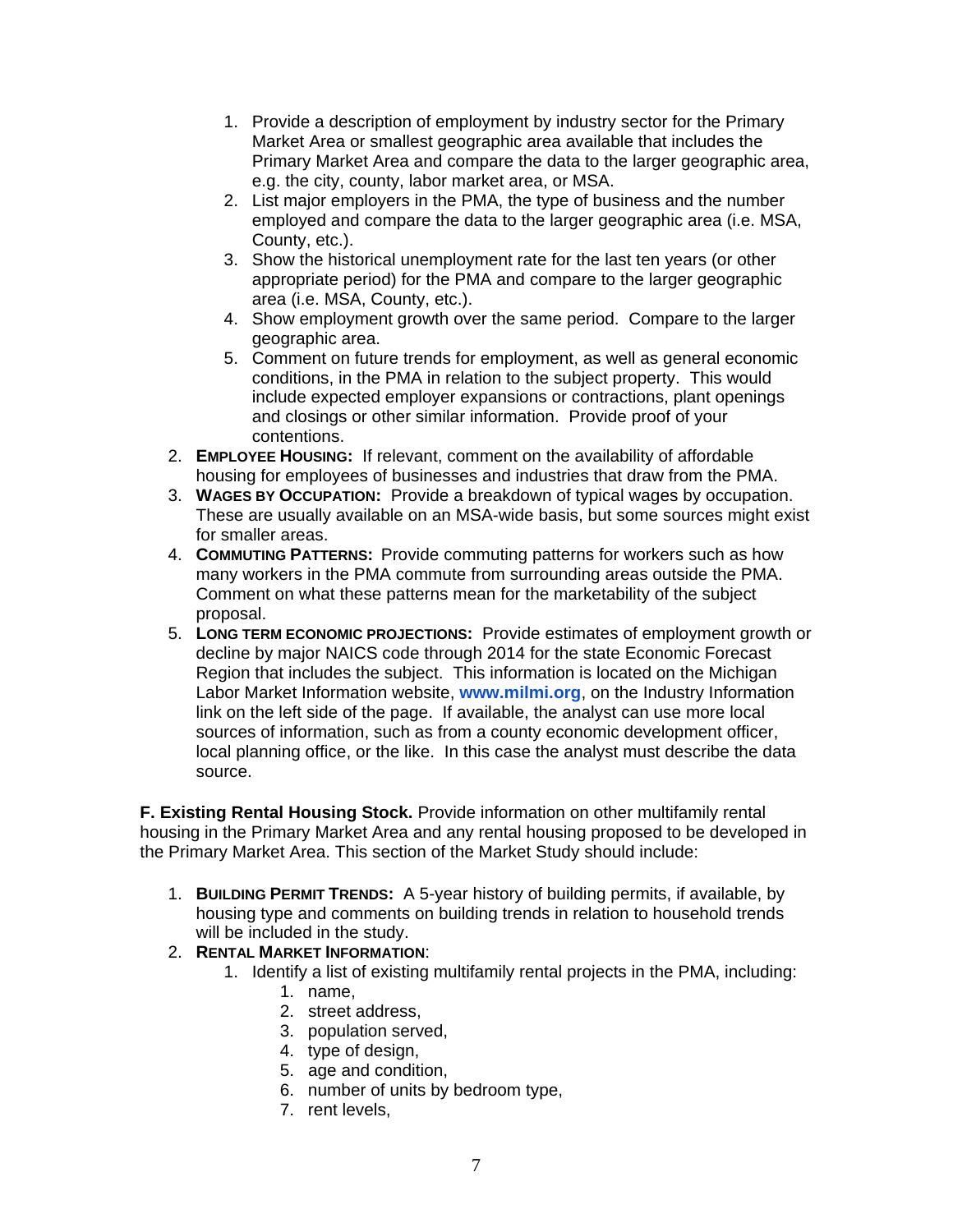1. Provide a description of employment by industry sector for the Primary Market Area or smallest geographic area available that includes the Primary Market Area and compare the data to the larger geographic area, e.g. the city, county, labor market area, or MSA.
   2. List major employers in the PMA, the type of business and the number employed and compare the data to the larger geographic area (i.e. MSA, County, etc.).
   3. Show the historical unemployment rate for the last ten years (or other appropriate period) for the PMA and compare to the larger geographic area (i.e. MSA, County, etc.).
   4. Show employment growth over the same period. Compare to the larger geographic area.
   5. Comment on future trends for employment, as well as general economic conditions, in the PMA in relation to the subject property. This would include expected employer expansions or contractions, plant openings and closings or other similar information. Provide proof of your contentions.
2. **EMPLOYEE HOUSING:** If relevant, comment on the availability of affordable housing for employees of businesses and industries that draw from the PMA.
3. **WAGES BY OCCUPATION:** Provide a breakdown of typical wages by occupation. These are usually available on an MSA-wide basis, but some sources might exist for smaller areas.
4. **COMMUTING PATTERNS:** Provide commuting patterns for workers such as how many workers in the PMA commute from surrounding areas outside the PMA. Comment on what these patterns mean for the marketability of the subject proposal.
5. **LONG TERM ECONOMIC PROJECTIONS:** Provide estimates of employment growth or decline by major NAICS code through 2014 for the state Economic Forecast Region that includes the subject. This information is located on the Michigan Labor Market Information website, **www.milmi.org**, on the Industry Information link on the left side of the page. If available, the analyst can use more local sources of information, such as from a county economic development officer, local planning office, or the like. In this case the analyst must describe the data source.

**F. Existing Rental Housing Stock.** Provide information on other multifamily rental housing in the Primary Market Area and any rental housing proposed to be developed in the Primary Market Area. This section of the Market Study should include:

1. **BUILDING PERMIT TRENDS:** A 5-year history of building permits, if available, by housing type and comments on building trends in relation to household trends will be included in the study.
2. **RENTAL MARKET INFORMATION**:
   1. Identify a list of existing multifamily rental projects in the PMA, including:
      1. name,
      2. street address,
      3. population served,
      4. type of design,
      5. age and condition,
      6. number of units by bedroom type,
      7. rent levels,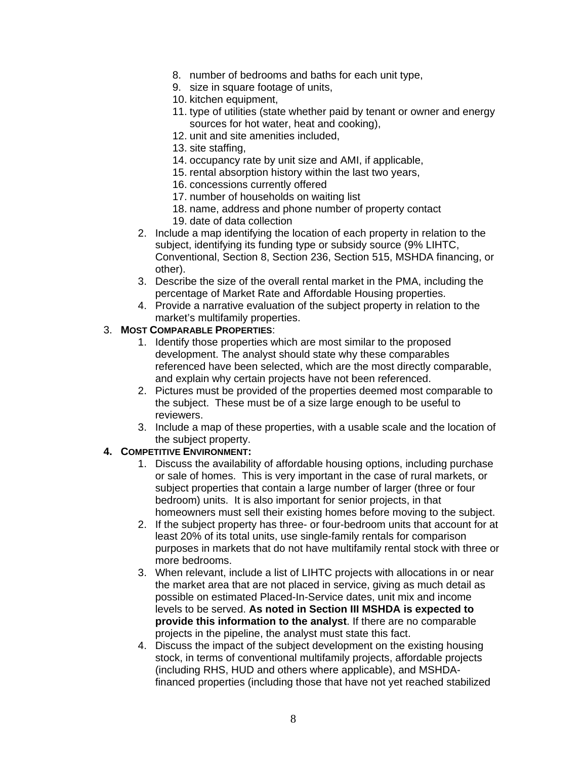8. number of bedrooms and baths for each unit type,
9. size in square footage of units,
10. kitchen equipment,
11. type of utilities (state whether paid by tenant or owner and energy sources for hot water, heat and cooking),
12. unit and site amenities included,
13. site staffing,
14. occupancy rate by unit size and AMI, if applicable,
15. rental absorption history within the last two years,
16. concessions currently offered
17. number of households on waiting list
18. name, address and phone number of property contact
19. date of data collection

2. Include a map identifying the location of each property in relation to the subject, identifying its funding type or subsidy source (9% LIHTC, Conventional, Section 8, Section 236, Section 515, MSHDA financing, or other).
3. Describe the size of the overall rental market in the PMA, including the percentage of Market Rate and Affordable Housing properties.
4. Provide a narrative evaluation of the subject property in relation to the market's multifamily properties.

3. **MOST COMPARABLE PROPERTIES**:
   1. Identify those properties which are most similar to the proposed development. The analyst should state why these comparables referenced have been selected, which are the most directly comparable, and explain why certain projects have not been referenced.
   2. Pictures must be provided of the properties deemed most comparable to the subject. These must be of a size large enough to be useful to reviewers.
   3. Include a map of these properties, with a usable scale and the location of the subject property.

4. **COMPETITIVE ENVIRONMENT:**
   1. Discuss the availability of affordable housing options, including purchase or sale of homes. This is very important in the case of rural markets, or subject properties that contain a large number of larger (three or four bedroom) units. It is also important for senior projects, in that homeowners must sell their existing homes before moving to the subject.
   2. If the subject property has three- or four-bedroom units that account for at least 20% of its total units, use single-family rentals for comparison purposes in markets that do not have multifamily rental stock with three or more bedrooms.
   3. When relevant, include a list of LIHTC projects with allocations in or near the market area that are not placed in service, giving as much detail as possible on estimated Placed-In-Service dates, unit mix and income levels to be served. **As noted in Section III MSHDA is expected to provide this information to the analyst**. If there are no comparable projects in the pipeline, the analyst must state this fact.
   4. Discuss the impact of the subject development on the existing housing stock, in terms of conventional multifamily projects, affordable projects (including RHS, HUD and others where applicable), and MSHDA-financed properties (including those that have not yet reached stabilized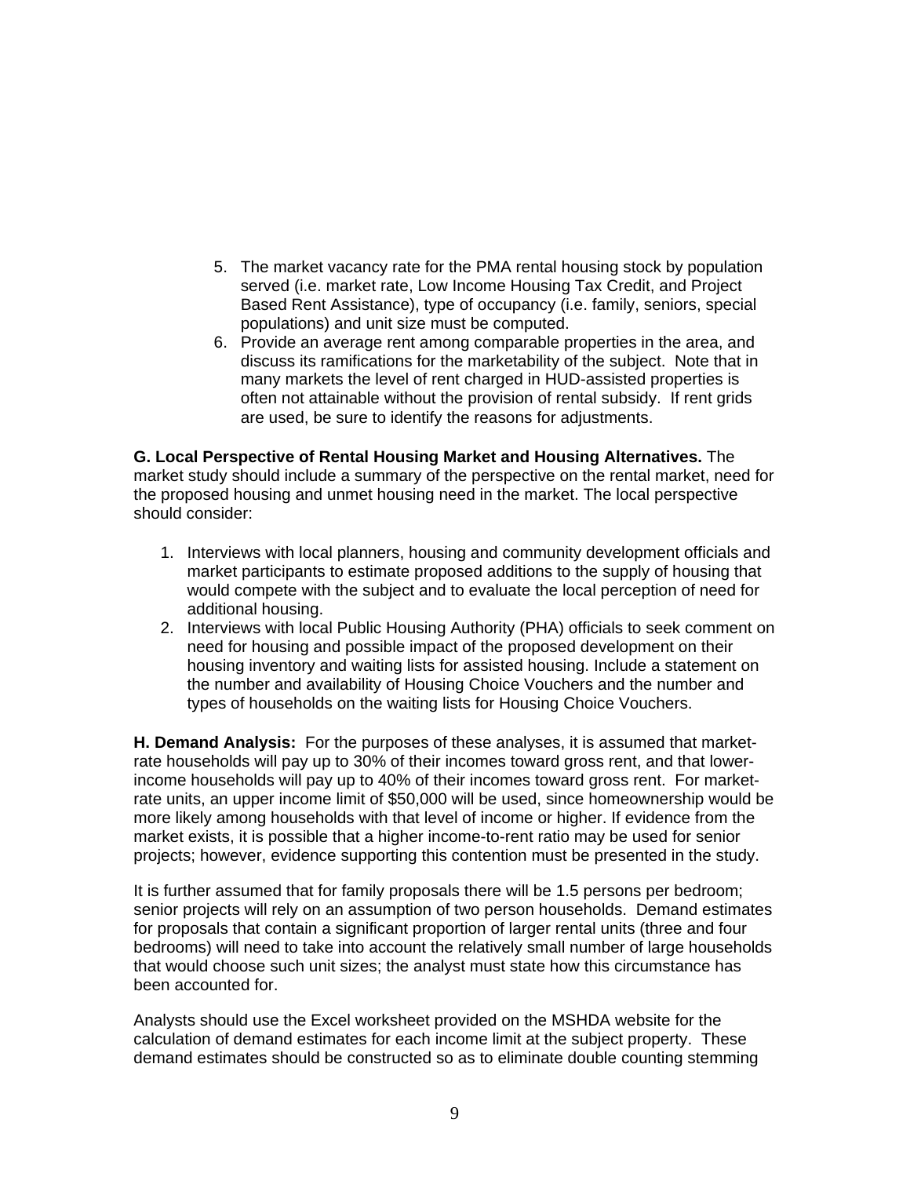5. The market vacancy rate for the PMA rental housing stock by population served (i.e. market rate, Low Income Housing Tax Credit, and Project Based Rent Assistance), type of occupancy (i.e. family, seniors, special populations) and unit size must be computed.
6. Provide an average rent among comparable properties in the area, and discuss its ramifications for the marketability of the subject. Note that in many markets the level of rent charged in HUD-assisted properties is often not attainable without the provision of rental subsidy. If rent grids are used, be sure to identify the reasons for adjustments.

**G. Local Perspective of Rental Housing Market and Housing Alternatives.** The market study should include a summary of the perspective on the rental market, need for the proposed housing and unmet housing need in the market. The local perspective should consider:

1. Interviews with local planners, housing and community development officials and market participants to estimate proposed additions to the supply of housing that would compete with the subject and to evaluate the local perception of need for additional housing.
2. Interviews with local Public Housing Authority (PHA) officials to seek comment on need for housing and possible impact of the proposed development on their housing inventory and waiting lists for assisted housing. Include a statement on the number and availability of Housing Choice Vouchers and the number and types of households on the waiting lists for Housing Choice Vouchers.

**H. Demand Analysis:** For the purposes of these analyses, it is assumed that market-rate households will pay up to 30% of their incomes toward gross rent, and that lower-income households will pay up to 40% of their incomes toward gross rent. For market-rate units, an upper income limit of $50,000 will be used, since homeownership would be more likely among households with that level of income or higher. If evidence from the market exists, it is possible that a higher income-to-rent ratio may be used for senior projects; however, evidence supporting this contention must be presented in the study.

It is further assumed that for family proposals there will be 1.5 persons per bedroom; senior projects will rely on an assumption of two person households. Demand estimates for proposals that contain a significant proportion of larger rental units (three and four bedrooms) will need to take into account the relatively small number of large households that would choose such unit sizes; the analyst must state how this circumstance has been accounted for.

Analysts should use the Excel worksheet provided on the MSHDA website for the calculation of demand estimates for each income limit at the subject property. These demand estimates should be constructed so as to eliminate double counting stemming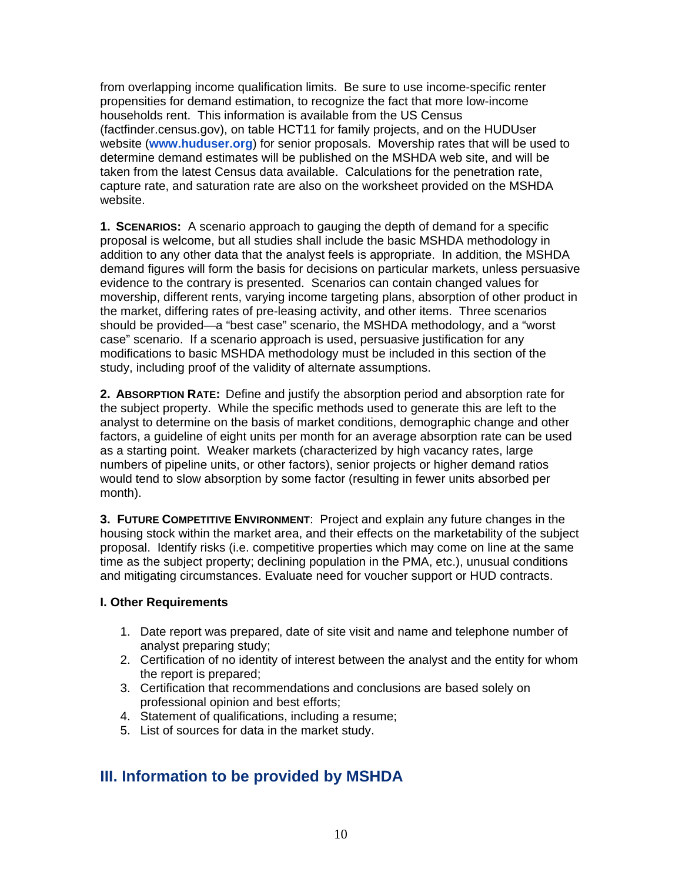from overlapping income qualification limits. Be sure to use income-specific renter propensities for demand estimation, to recognize the fact that more low-income households rent. This information is available from the US Census (factfinder.census.gov), on table HCT11 for family projects, and on the HUDUser website (**www.huduser.org**) for senior proposals. Movership rates that will be used to determine demand estimates will be published on the MSHDA web site, and will be taken from the latest Census data available. Calculations for the penetration rate, capture rate, and saturation rate are also on the worksheet provided on the MSHDA website.

**1. SCENARIOS:** A scenario approach to gauging the depth of demand for a specific proposal is welcome, but all studies shall include the basic MSHDA methodology in addition to any other data that the analyst feels is appropriate. In addition, the MSHDA demand figures will form the basis for decisions on particular markets, unless persuasive evidence to the contrary is presented. Scenarios can contain changed values for movership, different rents, varying income targeting plans, absorption of other product in the market, differing rates of pre-leasing activity, and other items. Three scenarios should be provided—a "best case" scenario, the MSHDA methodology, and a "worst case" scenario. If a scenario approach is used, persuasive justification for any modifications to basic MSHDA methodology must be included in this section of the study, including proof of the validity of alternate assumptions.

**2. ABSORPTION RATE:** Define and justify the absorption period and absorption rate for the subject property. While the specific methods used to generate this are left to the analyst to determine on the basis of market conditions, demographic change and other factors, a guideline of eight units per month for an average absorption rate can be used as a starting point. Weaker markets (characterized by high vacancy rates, large numbers of pipeline units, or other factors), senior projects or higher demand ratios would tend to slow absorption by some factor (resulting in fewer units absorbed per month).

**3. FUTURE COMPETITIVE ENVIRONMENT**: Project and explain any future changes in the housing stock within the market area, and their effects on the marketability of the subject proposal. Identify risks (i.e. competitive properties which may come on line at the same time as the subject property; declining population in the PMA, etc.), unusual conditions and mitigating circumstances. Evaluate need for voucher support or HUD contracts.

**I. Other Requirements**

1. Date report was prepared, date of site visit and name and telephone number of analyst preparing study;
2. Certification of no identity of interest between the analyst and the entity for whom the report is prepared;
3. Certification that recommendations and conclusions are based solely on professional opinion and best efforts;
4. Statement of qualifications, including a resume;
5. List of sources for data in the market study.

## III. Information to be provided by MSHDA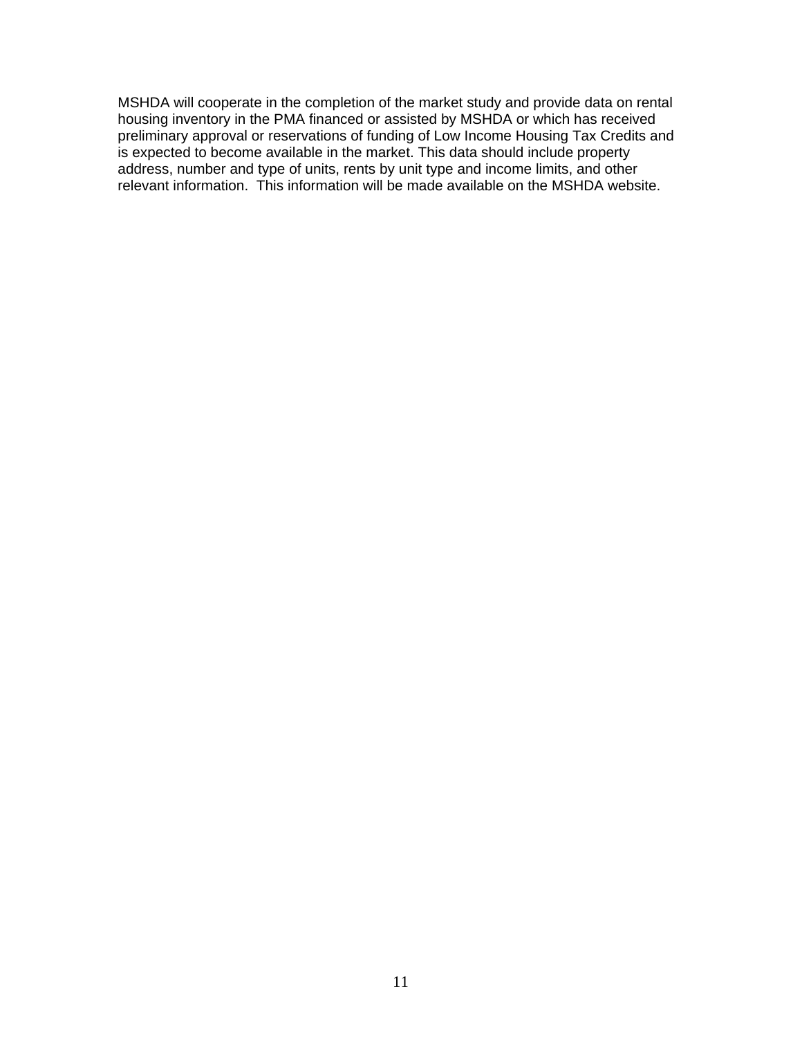MSHDA will cooperate in the completion of the market study and provide data on rental housing inventory in the PMA financed or assisted by MSHDA or which has received preliminary approval or reservations of funding of Low Income Housing Tax Credits and is expected to become available in the market. This data should include property address, number and type of units, rents by unit type and income limits, and other relevant information. This information will be made available on the MSHDA website.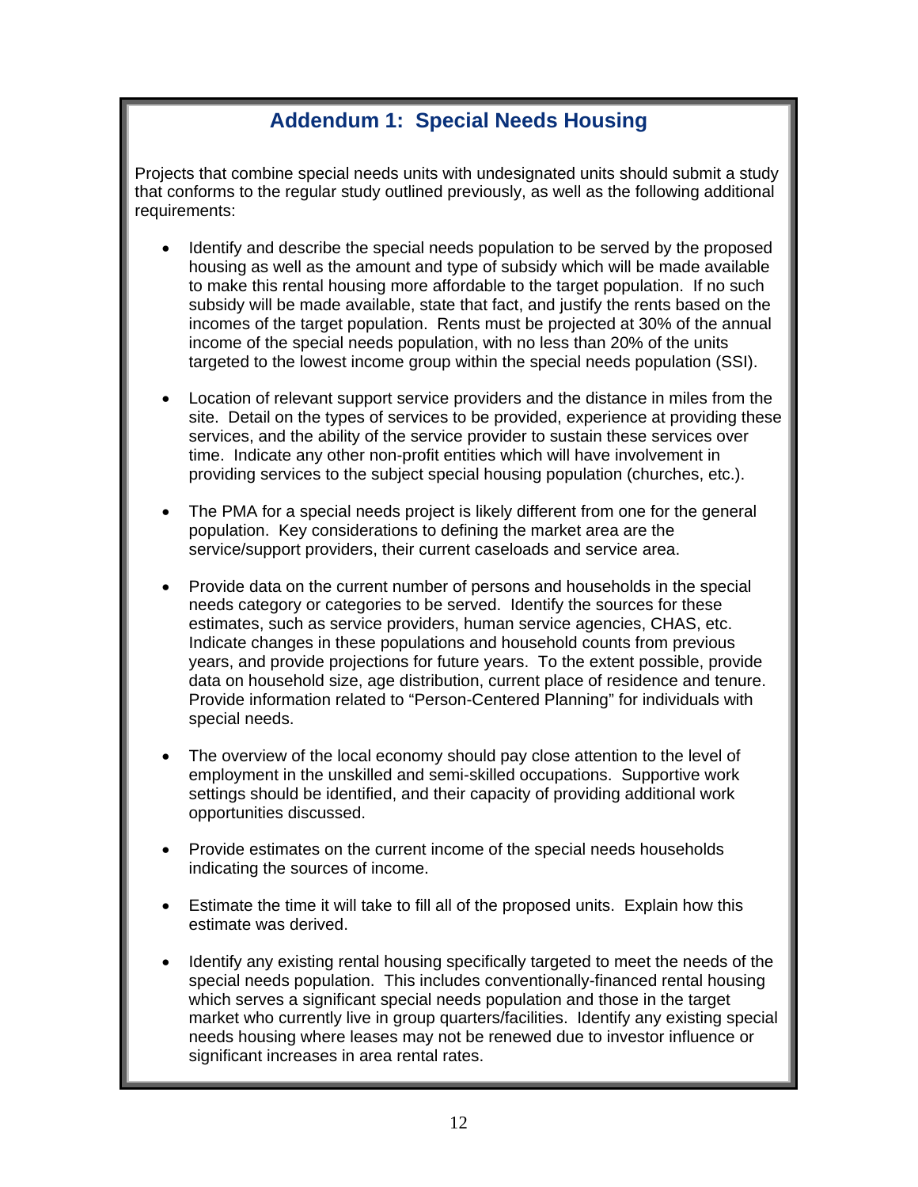## Addendum 1: Special Needs Housing

Projects that combine special needs units with undesignated units should submit a study that conforms to the regular study outlined previously, as well as the following additional requirements:

- Identify and describe the special needs population to be served by the proposed housing as well as the amount and type of subsidy which will be made available to make this rental housing more affordable to the target population. If no such subsidy will be made available, state that fact, and justify the rents based on the incomes of the target population. Rents must be projected at 30% of the annual income of the special needs population, with no less than 20% of the units targeted to the lowest income group within the special needs population (SSI).

- Location of relevant support service providers and the distance in miles from the site. Detail on the types of services to be provided, experience at providing these services, and the ability of the service provider to sustain these services over time. Indicate any other non-profit entities which will have involvement in providing services to the subject special housing population (churches, etc.).

- The PMA for a special needs project is likely different from one for the general population. Key considerations to defining the market area are the service/support providers, their current caseloads and service area.

- Provide data on the current number of persons and households in the special needs category or categories to be served. Identify the sources for these estimates, such as service providers, human service agencies, CHAS, etc. Indicate changes in these populations and household counts from previous years, and provide projections for future years. To the extent possible, provide data on household size, age distribution, current place of residence and tenure. Provide information related to "Person-Centered Planning" for individuals with special needs.

- The overview of the local economy should pay close attention to the level of employment in the unskilled and semi-skilled occupations. Supportive work settings should be identified, and their capacity of providing additional work opportunities discussed.

- Provide estimates on the current income of the special needs households indicating the sources of income.

- Estimate the time it will take to fill all of the proposed units. Explain how this estimate was derived.

- Identify any existing rental housing specifically targeted to meet the needs of the special needs population. This includes conventionally-financed rental housing which serves a significant special needs population and those in the target market who currently live in group quarters/facilities. Identify any existing special needs housing where leases may not be renewed due to investor influence or significant increases in area rental rates.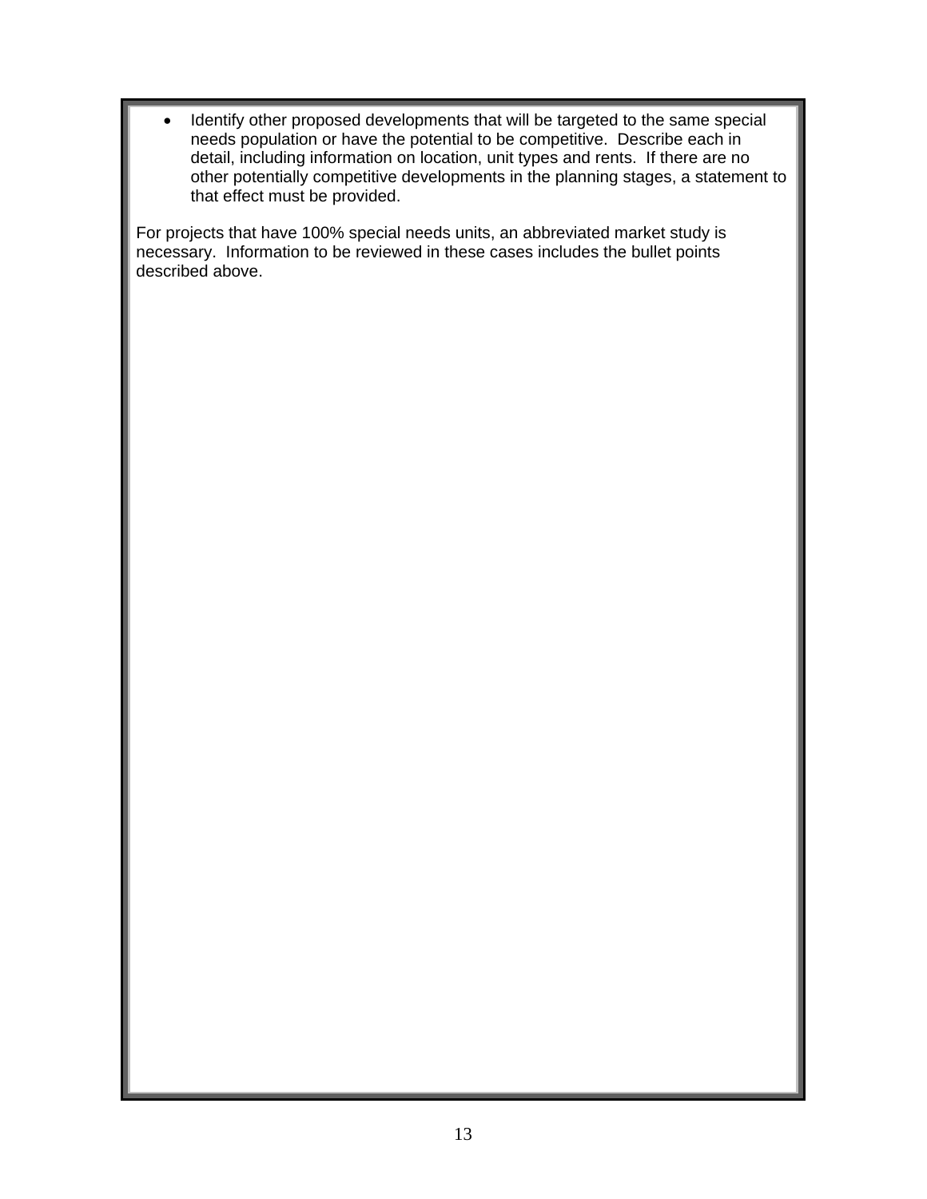- Identify other proposed developments that will be targeted to the same special needs population or have the potential to be competitive. Describe each in detail, including information on location, unit types and rents. If there are no other potentially competitive developments in the planning stages, a statement to that effect must be provided.

For projects that have 100% special needs units, an abbreviated market study is necessary. Information to be reviewed in these cases includes the bullet points described above.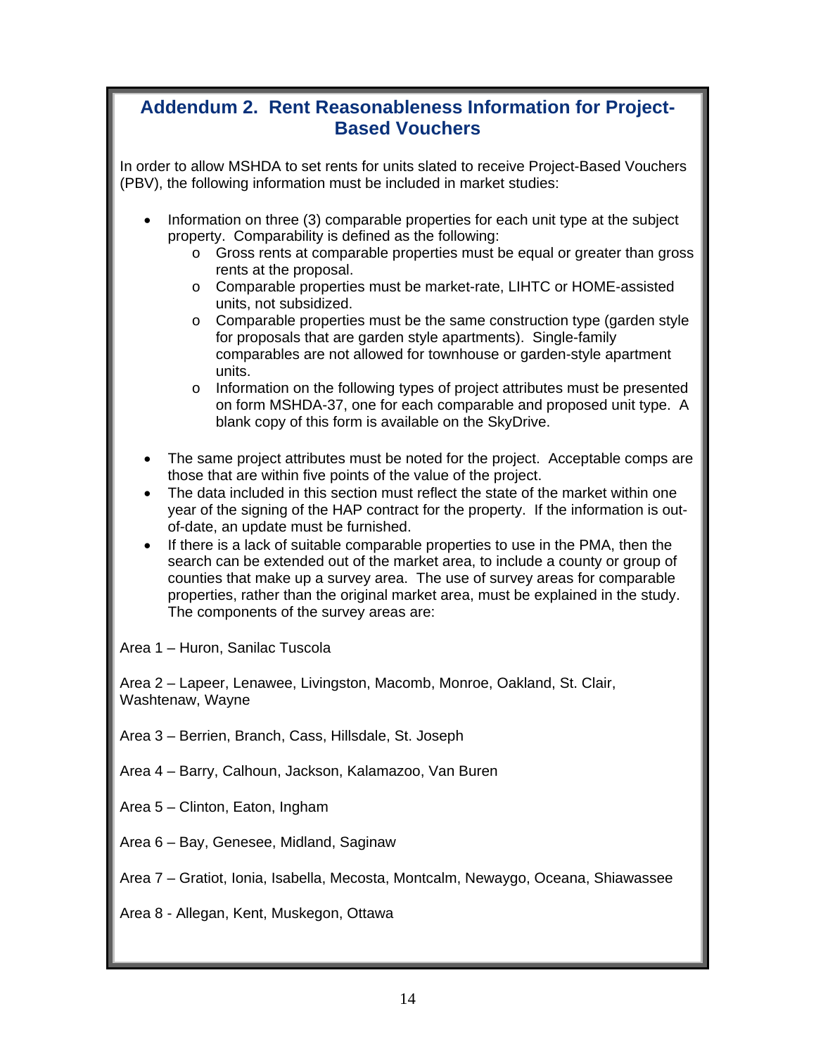## Addendum 2. Rent Reasonableness Information for Project-Based Vouchers

In order to allow MSHDA to set rents for units slated to receive Project-Based Vouchers (PBV), the following information must be included in market studies:

- Information on three (3) comparable properties for each unit type at the subject property. Comparability is defined as the following:
  - Gross rents at comparable properties must be equal or greater than gross rents at the proposal.
  - Comparable properties must be market-rate, LIHTC or HOME-assisted units, not subsidized.
  - Comparable properties must be the same construction type (garden style for proposals that are garden style apartments). Single-family comparables are not allowed for townhouse or garden-style apartment units.
  - Information on the following types of project attributes must be presented on form MSHDA-37, one for each comparable and proposed unit type. A blank copy of this form is available on the SkyDrive.

- The same project attributes must be noted for the project. Acceptable comps are those that are within five points of the value of the project.
- The data included in this section must reflect the state of the market within one year of the signing of the HAP contract for the property. If the information is out-of-date, an update must be furnished.
- If there is a lack of suitable comparable properties to use in the PMA, then the search can be extended out of the market area, to include a county or group of counties that make up a survey area. The use of survey areas for comparable properties, rather than the original market area, must be explained in the study. The components of the survey areas are:

Area 1 – Huron, Sanilac Tuscola

Area 2 – Lapeer, Lenawee, Livingston, Macomb, Monroe, Oakland, St. Clair, Washtenaw, Wayne

Area 3 – Berrien, Branch, Cass, Hillsdale, St. Joseph

Area 4 – Barry, Calhoun, Jackson, Kalamazoo, Van Buren

Area 5 – Clinton, Eaton, Ingham

Area 6 – Bay, Genesee, Midland, Saginaw

Area 7 – Gratiot, Ionia, Isabella, Mecosta, Montcalm, Newaygo, Oceana, Shiawassee

Area 8 - Allegan, Kent, Muskegon, Ottawa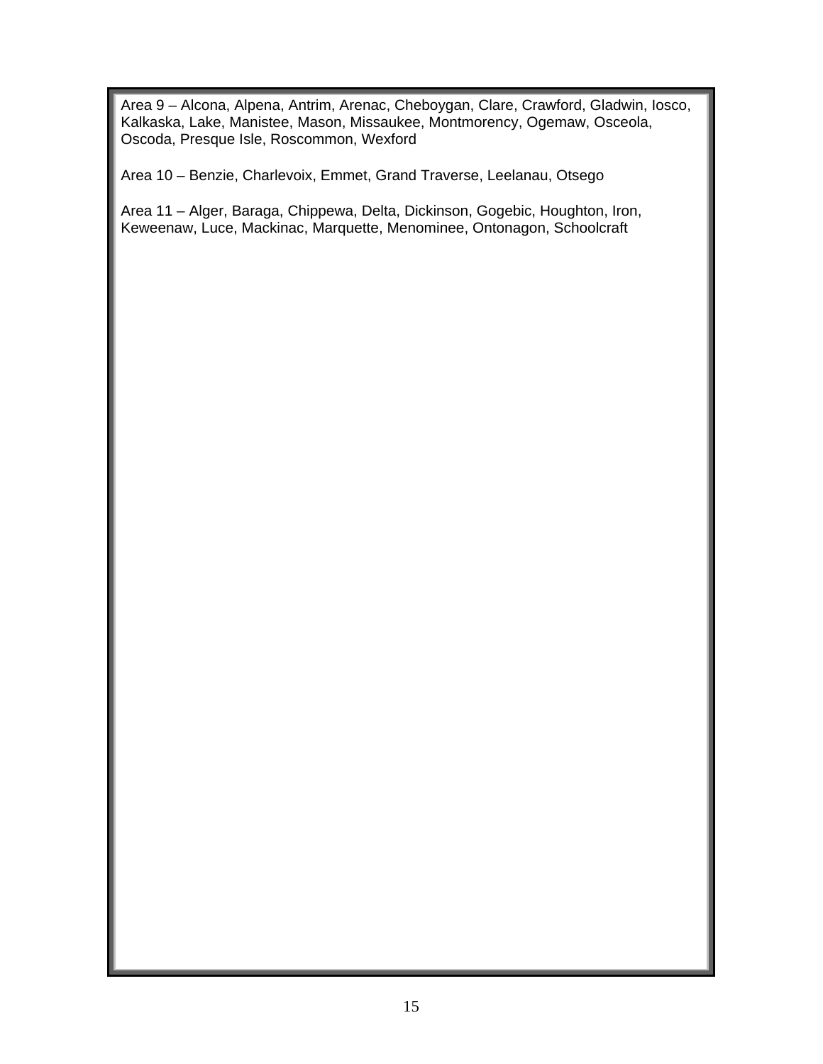Area 9 – Alcona, Alpena, Antrim, Arenac, Cheboygan, Clare, Crawford, Gladwin, Iosco, Kalkaska, Lake, Manistee, Mason, Missaukee, Montmorency, Ogemaw, Osceola, Oscoda, Presque Isle, Roscommon, Wexford

Area 10 – Benzie, Charlevoix, Emmet, Grand Traverse, Leelanau, Otsego

Area 11 – Alger, Baraga, Chippewa, Delta, Dickinson, Gogebic, Houghton, Iron, Keweenaw, Luce, Mackinac, Marquette, Menominee, Ontonagon, Schoolcraft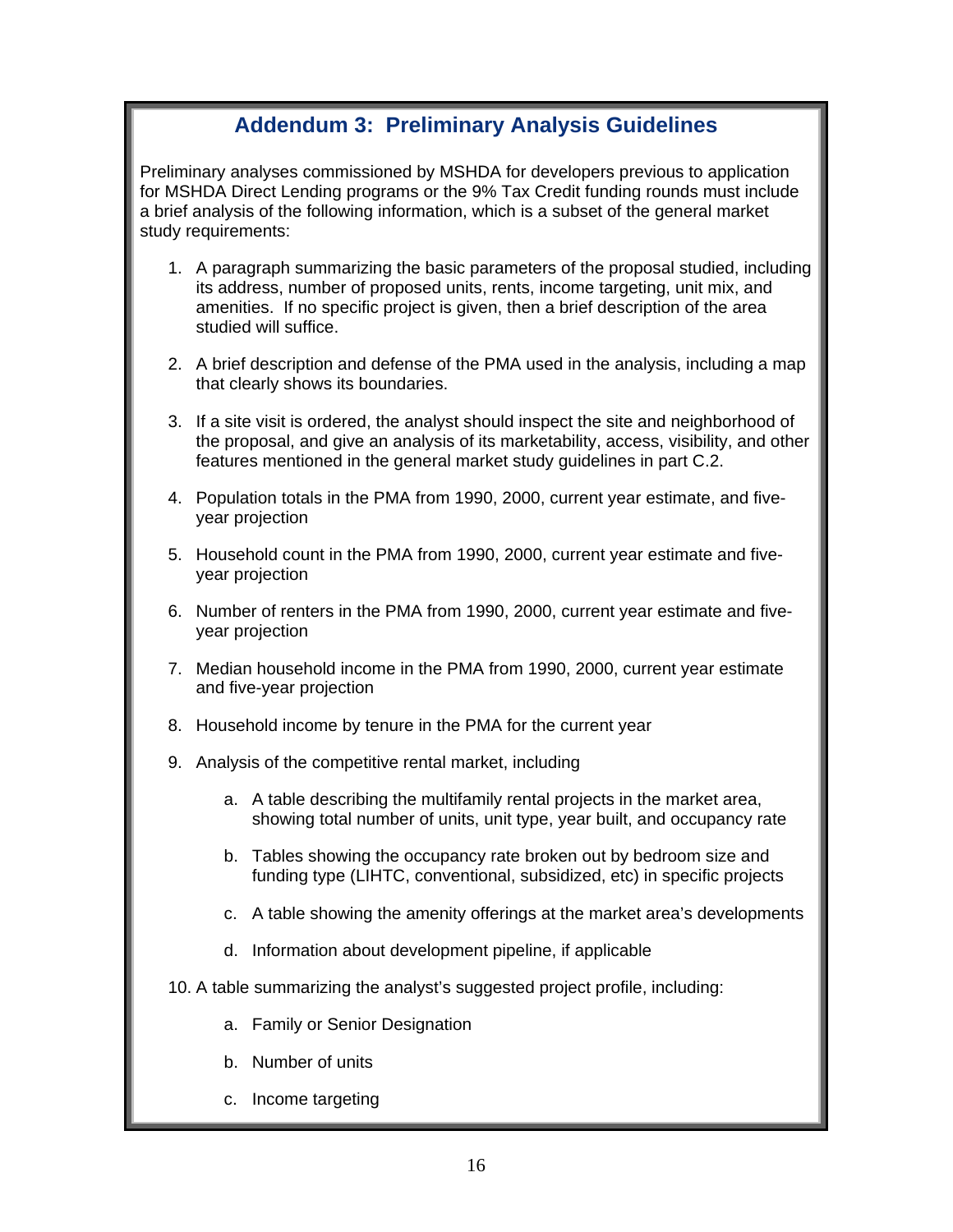## Addendum 3: Preliminary Analysis Guidelines

Preliminary analyses commissioned by MSHDA for developers previous to application for MSHDA Direct Lending programs or the 9% Tax Credit funding rounds must include a brief analysis of the following information, which is a subset of the general market study requirements:

1. A paragraph summarizing the basic parameters of the proposal studied, including its address, number of proposed units, rents, income targeting, unit mix, and amenities. If no specific project is given, then a brief description of the area studied will suffice.

2. A brief description and defense of the PMA used in the analysis, including a map that clearly shows its boundaries.

3. If a site visit is ordered, the analyst should inspect the site and neighborhood of the proposal, and give an analysis of its marketability, access, visibility, and other features mentioned in the general market study guidelines in part C.2.

4. Population totals in the PMA from 1990, 2000, current year estimate, and five-year projection

5. Household count in the PMA from 1990, 2000, current year estimate and five-year projection

6. Number of renters in the PMA from 1990, 2000, current year estimate and five-year projection

7. Median household income in the PMA from 1990, 2000, current year estimate and five-year projection

8. Household income by tenure in the PMA for the current year

9. Analysis of the competitive rental market, including

   a. A table describing the multifamily rental projects in the market area, showing total number of units, unit type, year built, and occupancy rate

   b. Tables showing the occupancy rate broken out by bedroom size and funding type (LIHTC, conventional, subsidized, etc) in specific projects

   c. A table showing the amenity offerings at the market area's developments

   d. Information about development pipeline, if applicable

10. A table summarizing the analyst's suggested project profile, including:

    a. Family or Senior Designation

    b. Number of units

    c. Income targeting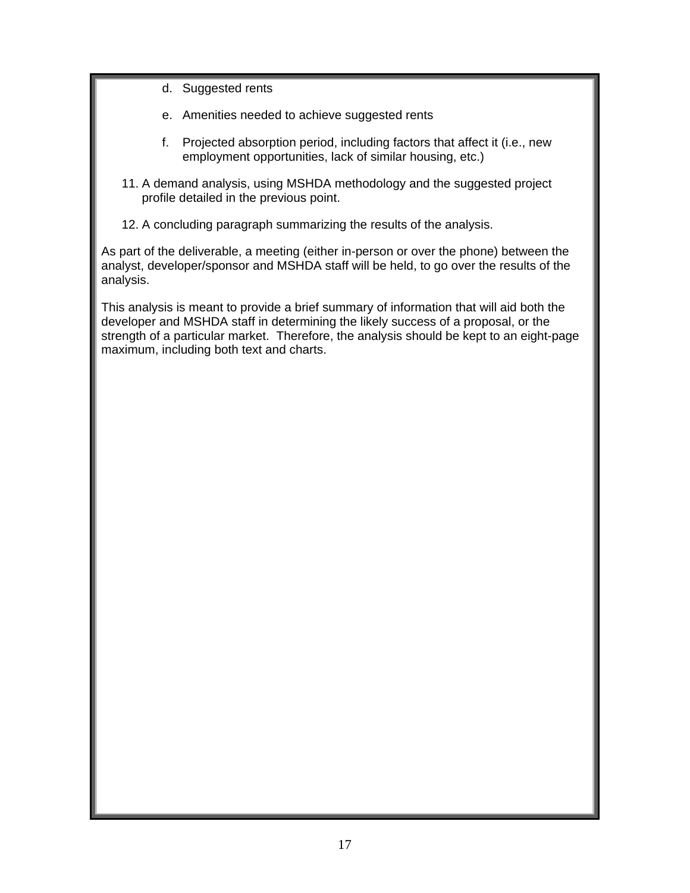d. Suggested rents

   e. Amenities needed to achieve suggested rents

   f. Projected absorption period, including factors that affect it (i.e., new employment opportunities, lack of similar housing, etc.)

11. A demand analysis, using MSHDA methodology and the suggested project profile detailed in the previous point.

12. A concluding paragraph summarizing the results of the analysis.

As part of the deliverable, a meeting (either in-person or over the phone) between the analyst, developer/sponsor and MSHDA staff will be held, to go over the results of the analysis.

This analysis is meant to provide a brief summary of information that will aid both the developer and MSHDA staff in determining the likely success of a proposal, or the strength of a particular market. Therefore, the analysis should be kept to an eight-page maximum, including both text and charts.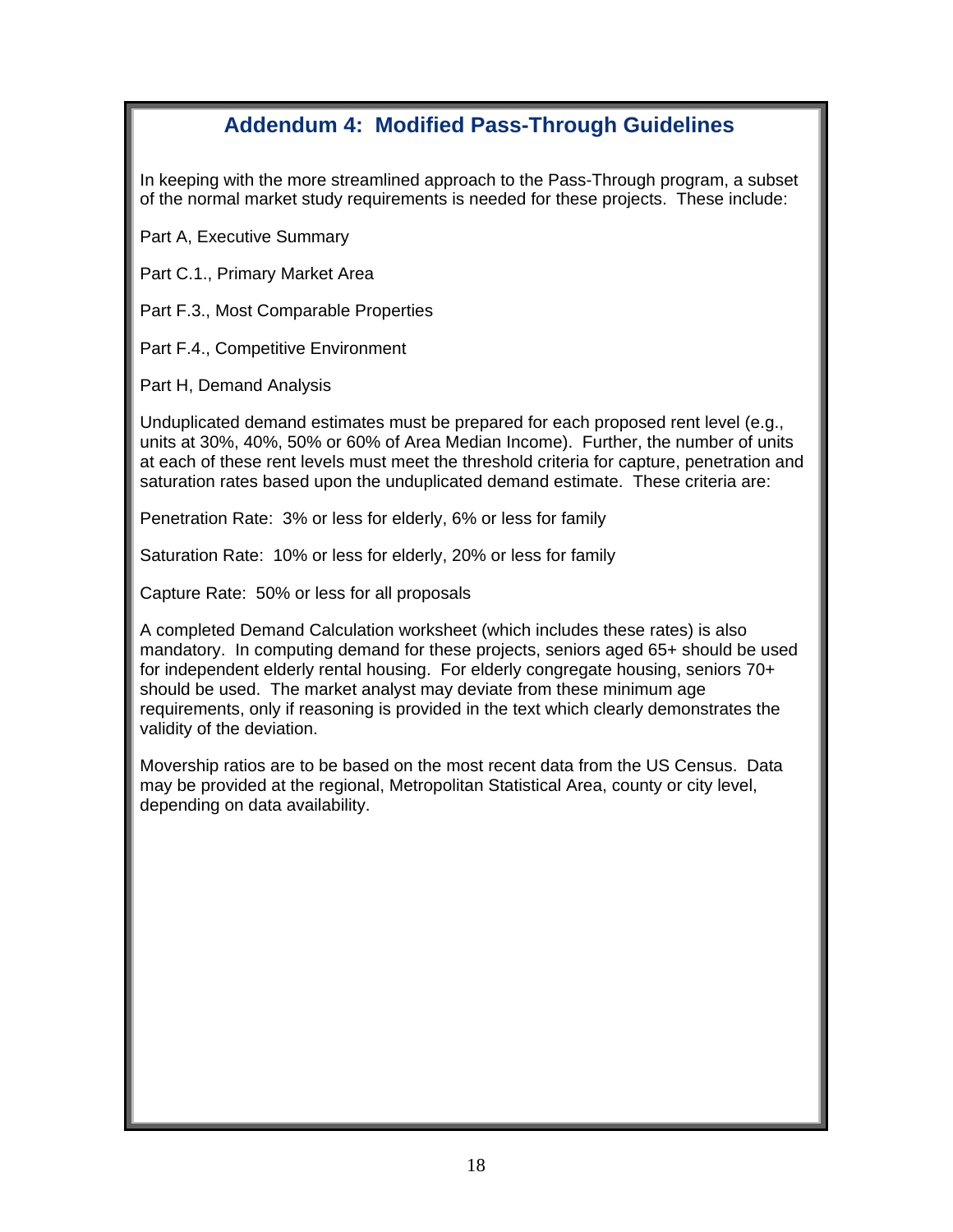## Addendum 4: Modified Pass-Through Guidelines

In keeping with the more streamlined approach to the Pass-Through program, a subset of the normal market study requirements is needed for these projects. These include:

Part A, Executive Summary

Part C.1., Primary Market Area

Part F.3., Most Comparable Properties

Part F.4., Competitive Environment

Part H, Demand Analysis

Unduplicated demand estimates must be prepared for each proposed rent level (e.g., units at 30%, 40%, 50% or 60% of Area Median Income). Further, the number of units at each of these rent levels must meet the threshold criteria for capture, penetration and saturation rates based upon the unduplicated demand estimate. These criteria are:

Penetration Rate: 3% or less for elderly, 6% or less for family

Saturation Rate: 10% or less for elderly, 20% or less for family

Capture Rate: 50% or less for all proposals

A completed Demand Calculation worksheet (which includes these rates) is also mandatory. In computing demand for these projects, seniors aged 65+ should be used for independent elderly rental housing. For elderly congregate housing, seniors 70+ should be used. The market analyst may deviate from these minimum age requirements, only if reasoning is provided in the text which clearly demonstrates the validity of the deviation.

Movership ratios are to be based on the most recent data from the US Census. Data may be provided at the regional, Metropolitan Statistical Area, county or city level, depending on data availability.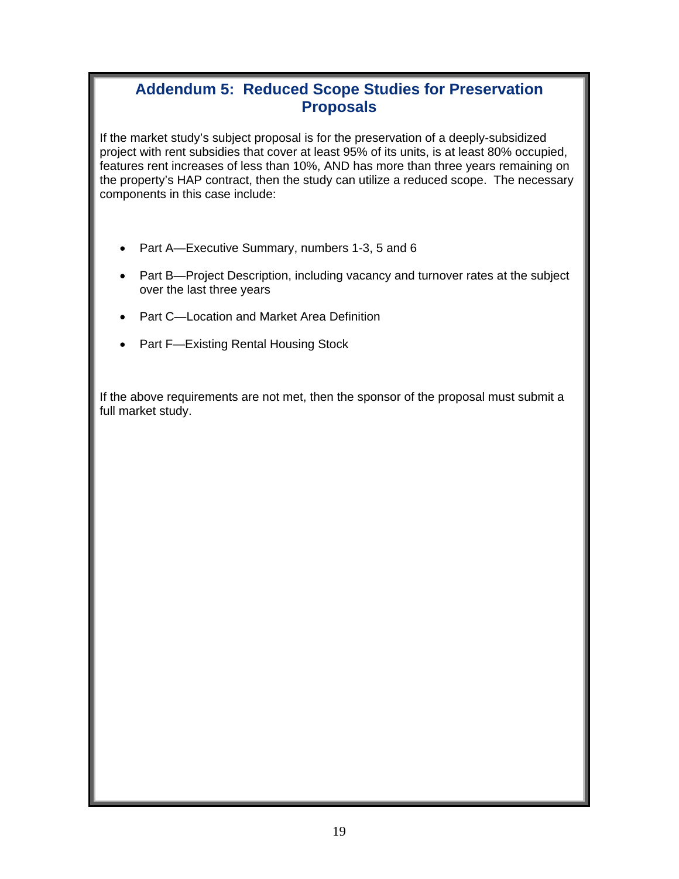## Addendum 5: Reduced Scope Studies for Preservation Proposals

If the market study's subject proposal is for the preservation of a deeply-subsidized project with rent subsidies that cover at least 95% of its units, is at least 80% occupied, features rent increases of less than 10%, AND has more than three years remaining on the property's HAP contract, then the study can utilize a reduced scope. The necessary components in this case include:

- Part A—Executive Summary, numbers 1-3, 5 and 6
- Part B—Project Description, including vacancy and turnover rates at the subject over the last three years
- Part C—Location and Market Area Definition
- Part F—Existing Rental Housing Stock

If the above requirements are not met, then the sponsor of the proposal must submit a full market study.